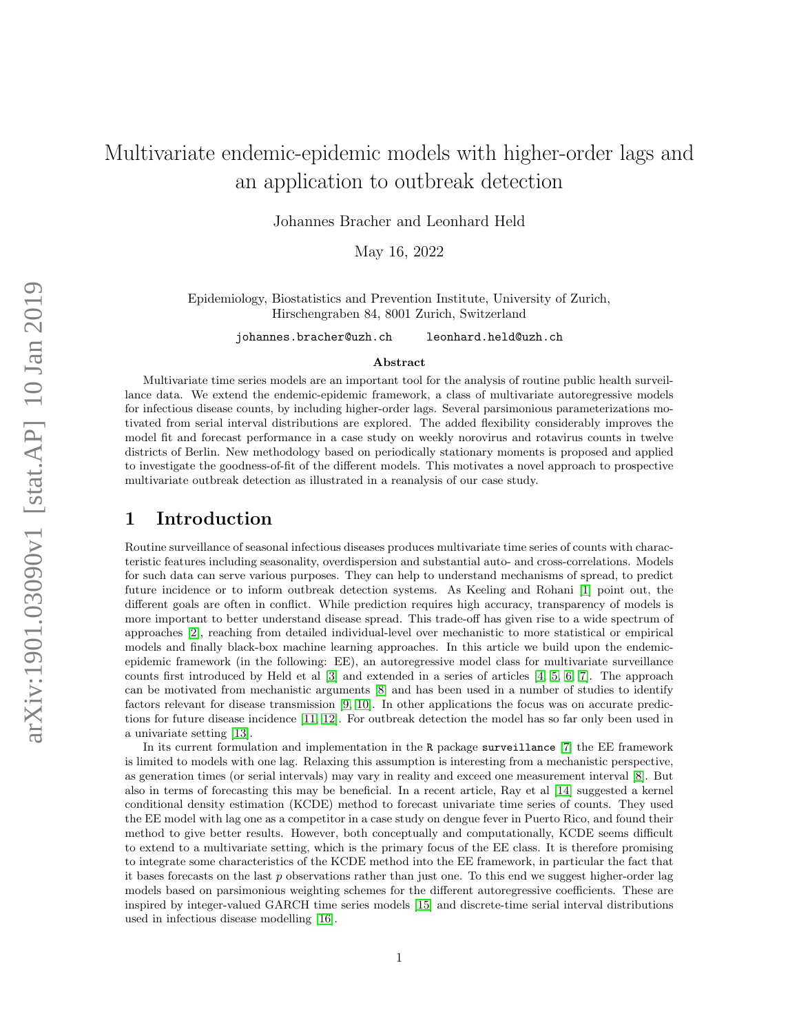# Multivariate endemic-epidemic models with higher-order lags and an application to outbreak detection

Johannes Bracher and Leonhard Held

May 16, 2022

Epidemiology, Biostatistics and Prevention Institute, University of Zurich, Hirschengraben 84, 8001 Zurich, Switzerland

johannes.bracher@uzh.ch  leonhard.held@uzh.ch

**Abstract**

Multivariate time series models are an important tool for the analysis of routine public health surveillance data. We extend the endemic-epidemic framework, a class of multivariate autoregressive models for infectious disease counts, by including higher-order lags. Several parsimonious parameterizations motivated from serial interval distributions are explored. The added flexibility considerably improves the model fit and forecast performance in a case study on weekly norovirus and rotavirus counts in twelve districts of Berlin. New methodology based on periodically stationary moments is proposed and applied to investigate the goodness-of-fit of the different models. This motivates a novel approach to prospective multivariate outbreak detection as illustrated in a reanalysis of our case study.

## 1 Introduction

Routine surveillance of seasonal infectious diseases produces multivariate time series of counts with characteristic features including seasonality, overdispersion and substantial auto- and cross-correlations. Models for such data can serve various purposes. They can help to understand mechanisms of spread, to predict future incidence or to inform outbreak detection systems. As Keeling and Rohani [1] point out, the different goals are often in conflict. While prediction requires high accuracy, transparency of models is more important to better understand disease spread. This trade-off has given rise to a wide spectrum of approaches [2], reaching from detailed individual-level over mechanistic to more statistical or empirical models and finally black-box machine learning approaches. In this article we build upon the endemic-epidemic framework (in the following: EE), an autoregressive model class for multivariate surveillance counts first introduced by Held et al [3] and extended in a series of articles [4, 5, 6, 7]. The approach can be motivated from mechanistic arguments [8] and has been used in a number of studies to identify factors relevant for disease transmission [9, 10]. In other applications the focus was on accurate predictions for future disease incidence [11, 12]. For outbreak detection the model has so far only been used in a univariate setting [13].

In its current formulation and implementation in the R package surveillance [7] the EE framework is limited to models with one lag. Relaxing this assumption is interesting from a mechanistic perspective, as generation times (or serial intervals) may vary in reality and exceed one measurement interval [8]. But also in terms of forecasting this may be beneficial. In a recent article, Ray et al [14] suggested a kernel conditional density estimation (KCDE) method to forecast univariate time series of counts. They used the EE model with lag one as a competitor in a case study on dengue fever in Puerto Rico, and found their method to give better results. However, both conceptually and computationally, KCDE seems difficult to extend to a multivariate setting, which is the primary focus of the EE class. It is therefore promising to integrate some characteristics of the KCDE method into the EE framework, in particular the fact that it bases forecasts on the last $p$ observations rather than just one. To this end we suggest higher-order lag models based on parsimonious weighting schemes for the different autoregressive coefficients. These are inspired by integer-valued GARCH time series models [15] and discrete-time serial interval distributions used in infectious disease modelling [16].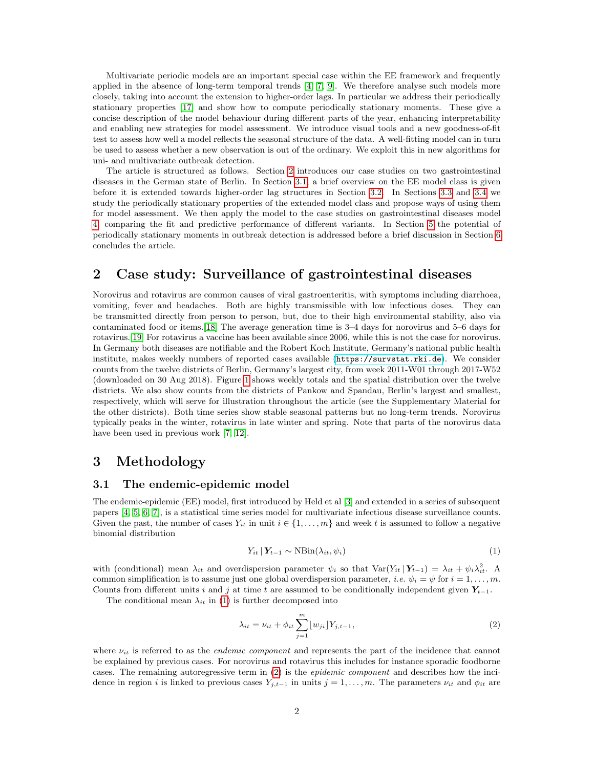Multivariate periodic models are an important special case within the EE framework and frequently applied in the absence of long-term temporal trends [4, 7, 9]. We therefore analyse such models more closely, taking into account the extension to higher-order lags. In particular we address their periodically stationary properties [17] and show how to compute periodically stationary moments. These give a concise description of the model behaviour during different parts of the year, enhancing interpretability and enabling new strategies for model assessment. We introduce visual tools and a new goodness-of-fit test to assess how well a model reflects the seasonal structure of the data. A well-fitting model can in turn be used to assess whether a new observation is out of the ordinary. We exploit this in new algorithms for uni- and multivariate outbreak detection.

The article is structured as follows. Section 2 introduces our case studies on two gastrointestinal diseases in the German state of Berlin. In Section 3.1 a brief overview on the EE model class is given before it is extended towards higher-order lag structures in Section 3.2. In Sections 3.3 and 3.4 we study the periodically stationary properties of the extended model class and propose ways of using them for model assessment. We then apply the model to the case studies on gastrointestinal diseases model 4, comparing the fit and predictive performance of different variants. In Section 5 the potential of periodically stationary moments in outbreak detection is addressed before a brief discussion in Section 6 concludes the article.

## 2 Case study: Surveillance of gastrointestinal diseases

Norovirus and rotavirus are common causes of viral gastroenteritis, with symptoms including diarrhoea, vomiting, fever and headaches. Both are highly transmissible with low infectious doses. They can be transmitted directly from person to person, but, due to their high environmental stability, also via contaminated food or items.[18] The average generation time is 3–4 days for norovirus and 5–6 days for rotavirus.[19] For rotavirus a vaccine has been available since 2006, while this is not the case for norovirus. In Germany both diseases are notifiable and the Robert Koch Institute, Germany's national public health institute, makes weekly numbers of reported cases available (https://survstat.rki.de). We consider counts from the twelve districts of Berlin, Germany's largest city, from week 2011-W01 through 2017-W52 (downloaded on 30 Aug 2018). Figure 1 shows weekly totals and the spatial distribution over the twelve districts. We also show counts from the districts of Pankow and Spandau, Berlin's largest and smallest, respectively, which will serve for illustration throughout the article (see the Supplementary Material for the other districts). Both time series show stable seasonal patterns but no long-term trends. Norovirus typically peaks in the winter, rotavirus in late winter and spring. Note that parts of the norovirus data have been used in previous work [7, 12].

## 3 Methodology

### 3.1 The endemic-epidemic model

The endemic-epidemic (EE) model, first introduced by Held et al [3] and extended in a series of subsequent papers [4, 5, 6, 7], is a statistical time series model for multivariate infectious disease surveillance counts. Given the past, the number of cases $Y_{it}$ in unit $i \in \{1, \dots, m\}$ and week $t$ is assumed to follow a negative binomial distribution

$$Y_{it} \,|\, \boldsymbol{Y}_{t-1} \sim \text{NBin}(\lambda_{it}, \psi_i) \tag{1}$$

with (conditional) mean $\lambda_{it}$ and overdispersion parameter $\psi_i$ so that $\text{Var}(Y_{it} \,|\, \boldsymbol{Y}_{t-1}) = \lambda_{it} + \psi_i \lambda_{it}^2$. A common simplification is to assume just one global overdispersion parameter, *i.e.* $\psi_i = \psi$ for $i = 1, \dots, m$. Counts from different units $i$ and $j$ at time $t$ are assumed to be conditionally independent given $\boldsymbol{Y}_{t-1}$.

The conditional mean $\lambda_{it}$ in (1) is further decomposed into

$$\lambda_{it} = \nu_{it} + \phi_{it} \sum_{j=1}^{m} \lfloor w_{ji} \rfloor Y_{j,t-1}, \tag{2}$$

where $\nu_{it}$ is referred to as the *endemic component* and represents the part of the incidence that cannot be explained by previous cases. For norovirus and rotavirus this includes for instance sporadic foodborne cases. The remaining autoregressive term in (2) is the *epidemic component* and describes how the incidence in region $i$ is linked to previous cases $Y_{j,t-1}$ in units $j = 1, \dots, m$. The parameters $\nu_{it}$ and $\phi_{it}$ are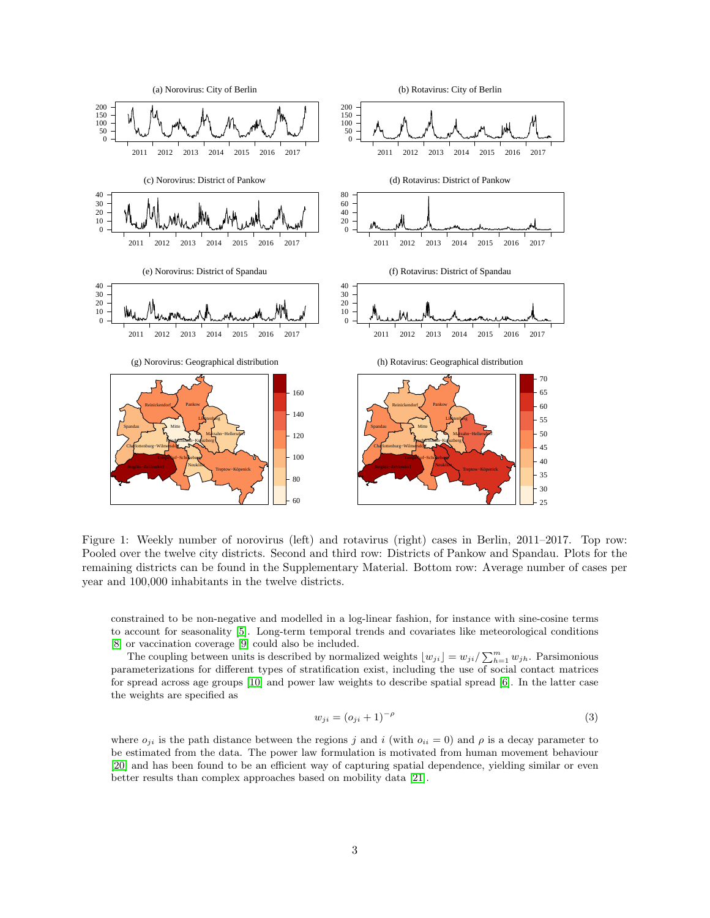Figure 1: Weekly number of norovirus (left) and rotavirus (right) cases in Berlin, 2011–2017. Top row: Pooled over the twelve city districts. Second and third row: Districts of Pankow and Spandau. Plots for the remaining districts can be found in the Supplementary Material. Bottom row: Average number of cases per year and 100,000 inhabitants in the twelve districts.

constrained to be non-negative and modelled in a log-linear fashion, for instance with sine-cosine terms to account for seasonality [5]. Long-term temporal trends and covariates like meteorological conditions [8] or vaccination coverage [9] could also be included.

The coupling between units is described by normalized weights $\lfloor w_{ji} \rfloor = w_{ji} / \sum_{h=1}^{m} w_{jh}$. Parsimonious parameterizations for different types of stratification exist, including the use of social contact matrices for spread across age groups [10] and power law weights to describe spatial spread [6]. In the latter case the weights are specified as

$$w_{ji} = (o_{ji} + 1)^{-\rho} \tag{3}$$

where $o_{ji}$ is the path distance between the regions $j$ and $i$ (with $o_{ii} = 0$) and $\rho$ is a decay parameter to be estimated from the data. The power law formulation is motivated from human movement behaviour [20] and has been found to be an efficient way of capturing spatial dependence, yielding similar or even better results than complex approaches based on mobility data [21].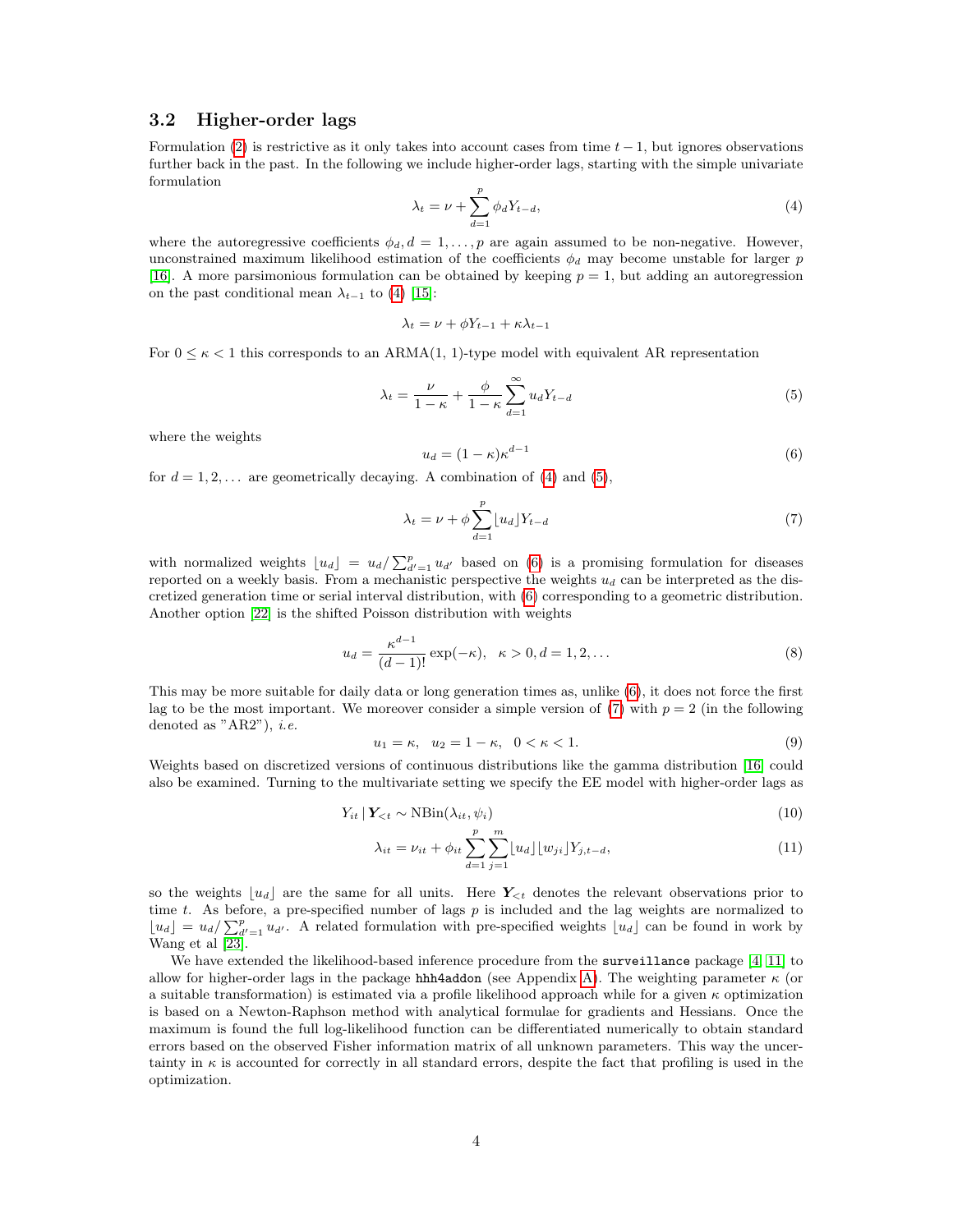### 3.2 Higher-order lags

Formulation (2) is restrictive as it only takes into account cases from time $t-1$, but ignores observations further back in the past. In the following we include higher-order lags, starting with the simple univariate formulation

$$\lambda_t = \nu + \sum_{d=1}^{p} \phi_d Y_{t-d}, \tag{4}$$

where the autoregressive coefficients $\phi_d, d = 1, \ldots, p$ are again assumed to be non-negative. However, unconstrained maximum likelihood estimation of the coefficients $\phi_d$ may become unstable for larger $p$ [16]. A more parsimonious formulation can be obtained by keeping $p = 1$, but adding an autoregression on the past conditional mean $\lambda_{t-1}$ to (4) [15]:

$$\lambda_t = \nu + \phi Y_{t-1} + \kappa \lambda_{t-1}$$

For $0 \leq \kappa < 1$ this corresponds to an ARMA(1, 1)-type model with equivalent AR representation

$$\lambda_t = \frac{\nu}{1-\kappa} + \frac{\phi}{1-\kappa} \sum_{d=1}^{\infty} u_d Y_{t-d} \tag{5}$$

where the weights

$$u_d = (1-\kappa)\kappa^{d-1} \tag{6}$$

for $d = 1, 2, \ldots$ are geometrically decaying. A combination of (4) and (5),

$$\lambda_t = \nu + \phi \sum_{d=1}^{p} \lfloor u_d \rfloor Y_{t-d} \tag{7}$$

with normalized weights $\lfloor u_d \rfloor = u_d / \sum_{d'=1}^{p} u_{d'}$ based on (6) is a promising formulation for diseases reported on a weekly basis. From a mechanistic perspective the weights $u_d$ can be interpreted as the discretized generation time or serial interval distribution, with (6) corresponding to a geometric distribution. Another option [22] is the shifted Poisson distribution with weights

$$u_d = \frac{\kappa^{d-1}}{(d-1)!} \exp(-\kappa), \quad \kappa > 0, d = 1, 2, \ldots \tag{8}$$

This may be more suitable for daily data or long generation times as, unlike (6), it does not force the first lag to be the most important. We moreover consider a simple version of (7) with $p = 2$ (in the following denoted as "AR2"), *i.e.*

$$u_1 = \kappa, \quad u_2 = 1 - \kappa, \quad 0 < \kappa < 1. \tag{9}$$

Weights based on discretized versions of continuous distributions like the gamma distribution [16] could also be examined. Turning to the multivariate setting we specify the EE model with higher-order lags as

$$Y_{it} \,|\, \boldsymbol{Y}_{<t} \sim \text{NBin}(\lambda_{it}, \psi_i) \tag{10}$$

$$\lambda_{it} = \nu_{it} + \phi_{it} \sum_{d=1}^{p} \sum_{j=1}^{m} \lfloor u_d \rfloor \lfloor w_{ji} \rfloor Y_{j,t-d}, \tag{11}$$

so the weights $\lfloor u_d \rfloor$ are the same for all units. Here $\boldsymbol{Y}_{<t}$ denotes the relevant observations prior to time $t$. As before, a pre-specified number of lags $p$ is included and the lag weights are normalized to $\lfloor u_d \rfloor = u_d / \sum_{d'=1}^{p} u_{d'}$. A related formulation with pre-specified weights $\lfloor u_d \rfloor$ can be found in work by Wang et al [23].

We have extended the likelihood-based inference procedure from the `surveillance` package [4, 11] to allow for higher-order lags in the package `hhh4addon` (see Appendix A). The weighting parameter $\kappa$ (or a suitable transformation) is estimated via a profile likelihood approach while for a given $\kappa$ optimization is based on a Newton-Raphson method with analytical formulae for gradients and Hessians. Once the maximum is found the full log-likelihood function can be differentiated numerically to obtain standard errors based on the observed Fisher information matrix of all unknown parameters. This way the uncertainty in $\kappa$ is accounted for correctly in all standard errors, despite the fact that profiling is used in the optimization.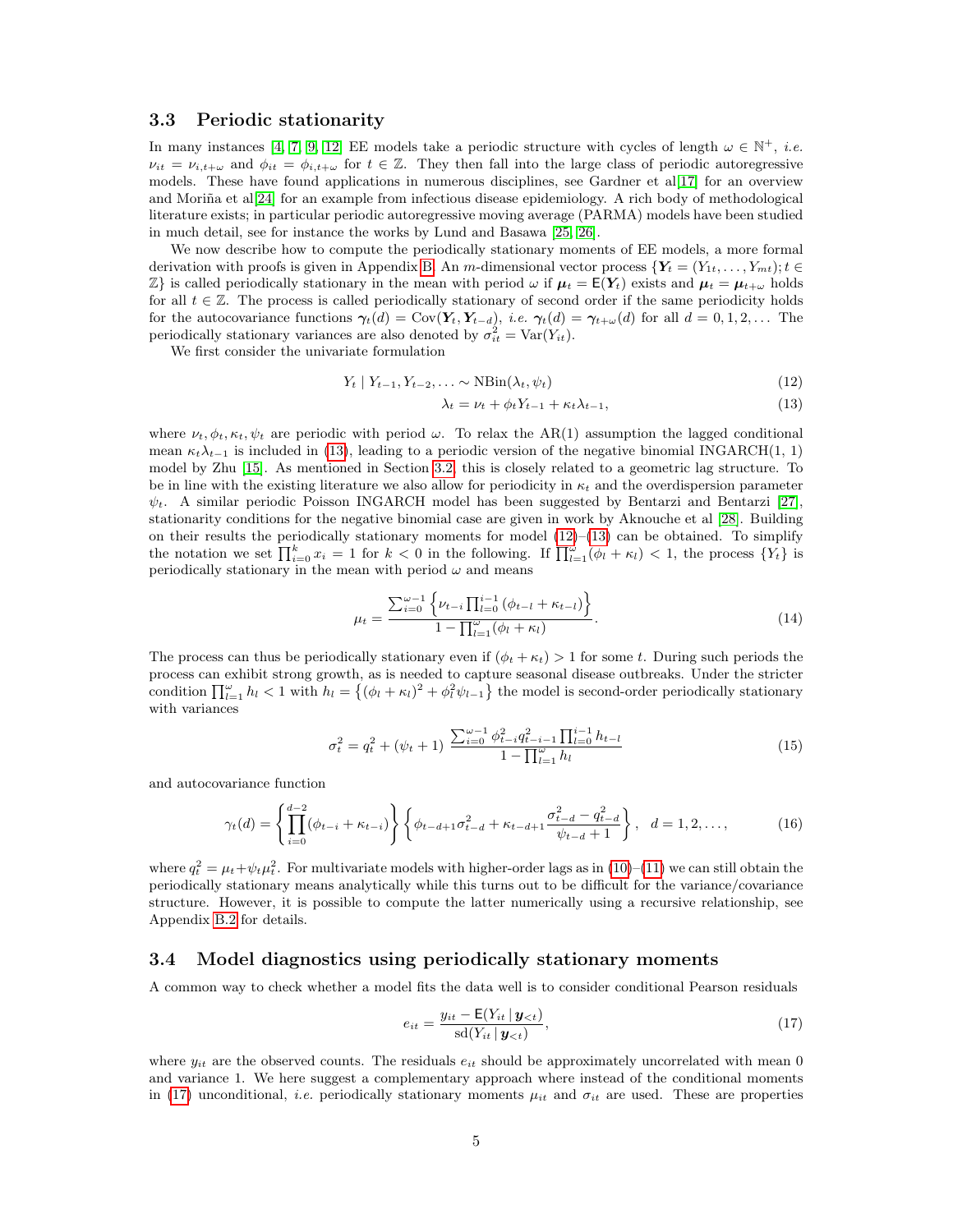### 3.3 Periodic stationarity

In many instances [4, 7, 9, 12] EE models take a periodic structure with cycles of length $\omega \in \mathbb{N}^+$, *i.e.* $\nu_{it} = \nu_{i,t+\omega}$ and $\phi_{it} = \phi_{i,t+\omega}$ for $t \in \mathbb{Z}$. They then fall into the large class of periodic autoregressive models. These have found applications in numerous disciplines, see Gardner et al[17] for an overview and Moriña et al[24] for an example from infectious disease epidemiology. A rich body of methodological literature exists; in particular periodic autoregressive moving average (PARMA) models have been studied in much detail, see for instance the works by Lund and Basawa [25, 26].

We now describe how to compute the periodically stationary moments of EE models, a more formal derivation with proofs is given in Appendix B. An $m$-dimensional vector process $\{\boldsymbol{Y}_t = (Y_{1t}, \dots, Y_{mt}); t \in \mathbb{Z}\}$ is called periodically stationary in the mean with period $\omega$ if $\boldsymbol{\mu}_t = \mathsf{E}(\boldsymbol{Y}_t)$ exists and $\boldsymbol{\mu}_t = \boldsymbol{\mu}_{t+\omega}$ holds for all $t \in \mathbb{Z}$. The process is called periodically stationary of second order if the same periodicity holds for the autocovariance functions $\boldsymbol{\gamma}_t(d) = \text{Cov}(\boldsymbol{Y}_t, \boldsymbol{Y}_{t-d})$, *i.e.* $\boldsymbol{\gamma}_t(d) = \boldsymbol{\gamma}_{t+\omega}(d)$ for all $d = 0, 1, 2, \dots$ The periodically stationary variances are also denoted by $\sigma^2_{it} = \text{Var}(Y_{it})$.

We first consider the univariate formulation

$$Y_t \mid Y_{t-1}, Y_{t-2}, \dots \sim \text{NBin}(\lambda_t, \psi_t) \tag{12}$$

$$\lambda_t = \nu_t + \phi_t Y_{t-1} + \kappa_t \lambda_{t-1}, \tag{13}$$

where $\nu_t, \phi_t, \kappa_t, \psi_t$ are periodic with period $\omega$. To relax the AR(1) assumption the lagged conditional mean $\kappa_t \lambda_{t-1}$ is included in (13), leading to a periodic version of the negative binomial INGARCH(1, 1) model by Zhu [15]. As mentioned in Section 3.2, this is closely related to a geometric lag structure. To be in line with the existing literature we also allow for periodicity in $\kappa_t$ and the overdispersion parameter $\psi_t$. A similar periodic Poisson INGARCH model has been suggested by Bentarzi and Bentarzi [27], stationarity conditions for the negative binomial case are given in work by Aknouche et al [28]. Building on their results the periodically stationary moments for model (12)–(13) can be obtained. To simplify the notation we set $\prod_{i=0}^{k} x_i = 1$ for $k < 0$ in the following. If $\prod_{l=1}^{\omega}(\phi_l + \kappa_l) < 1$, the process $\{Y_t\}$ is periodically stationary in the mean with period $\omega$ and means

$$\mu_t = \frac{\sum_{i=0}^{\omega-1} \left\{ \nu_{t-i} \prod_{l=0}^{i-1} (\phi_{t-l} + \kappa_{t-l}) \right\}}{1 - \prod_{l=1}^{\omega} (\phi_l + \kappa_l)}. \tag{14}$$

The process can thus be periodically stationary even if $(\phi_t + \kappa_t) > 1$ for some $t$. During such periods the process can exhibit strong growth, as is needed to capture seasonal disease outbreaks. Under the stricter condition $\prod_{l=1}^{\omega} h_l < 1$ with $h_l = \left\{(\phi_l + \kappa_l)^2 + \phi_l^2 \psi_{l-1}\right\}$ the model is second-order periodically stationary with variances

$$\sigma^2_t = q^2_t + (\psi_t + 1) \, \frac{\sum_{i=0}^{\omega-1} \phi^2_{t-i} q^2_{t-i-1} \prod_{l=0}^{i-1} h_{t-l}}{1 - \prod_{l=1}^{\omega} h_l} \tag{15}$$

and autocovariance function

$$\gamma_t(d) = \left\{ \prod_{i=0}^{d-2} (\phi_{t-i} + \kappa_{t-i}) \right\} \left\{ \phi_{t-d+1} \sigma^2_{t-d} + \kappa_{t-d+1} \frac{\sigma^2_{t-d} - q^2_{t-d}}{\psi_{t-d} + 1} \right\}, \quad d = 1, 2, \dots, \tag{16}$$

where $q^2_t = \mu_t + \psi_t \mu^2_t$. For multivariate models with higher-order lags as in (10)–(11) we can still obtain the periodically stationary means analytically while this turns out to be difficult for the variance/covariance structure. However, it is possible to compute the latter numerically using a recursive relationship, see Appendix B.2 for details.

### 3.4 Model diagnostics using periodically stationary moments

A common way to check whether a model fits the data well is to consider conditional Pearson residuals

$$e_{it} = \frac{y_{it} - \mathsf{E}(Y_{it} \mid \boldsymbol{y}_{<t})}{\text{sd}(Y_{it} \mid \boldsymbol{y}_{<t})}, \tag{17}$$

where $y_{it}$ are the observed counts. The residuals $e_{it}$ should be approximately uncorrelated with mean 0 and variance 1. We here suggest a complementary approach where instead of the conditional moments in (17) unconditional, *i.e.* periodically stationary moments $\mu_{it}$ and $\sigma_{it}$ are used. These are properties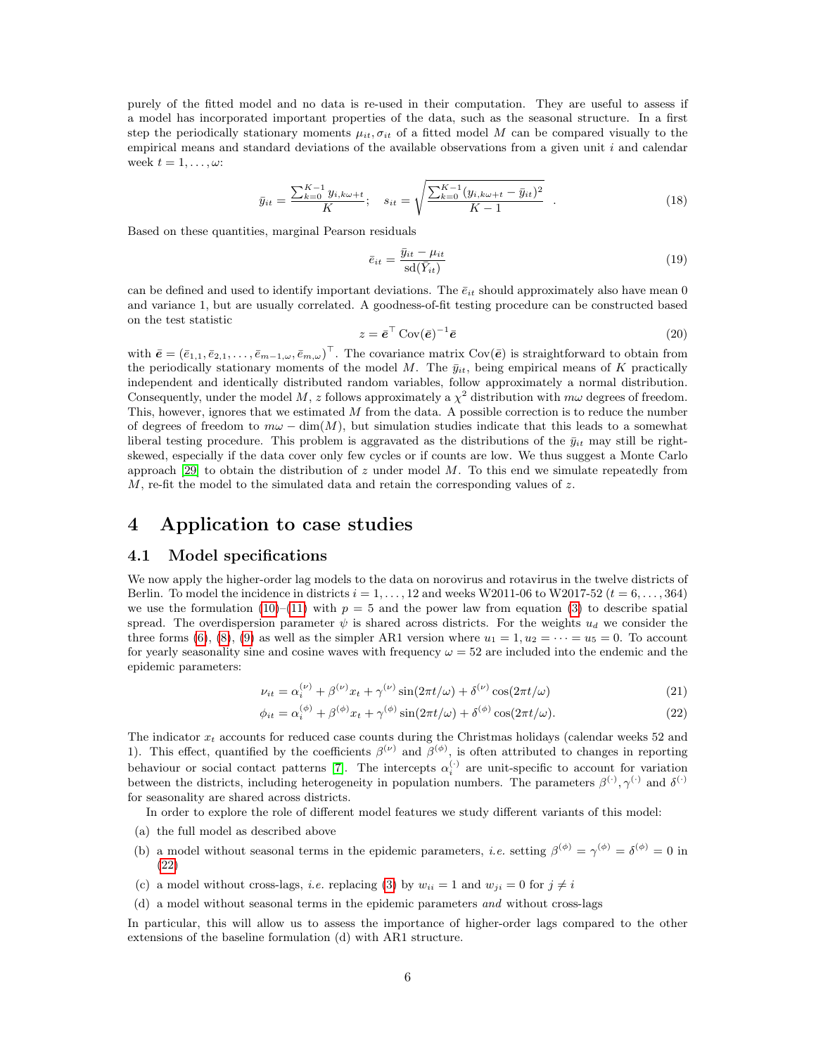purely of the fitted model and no data is re-used in their computation. They are useful to assess if a model has incorporated important properties of the data, such as the seasonal structure. In a first step the periodically stationary moments $\mu_{it}, \sigma_{it}$ of a fitted model $M$ can be compared visually to the empirical means and standard deviations of the available observations from a given unit $i$ and calendar week $t = 1, \dots, \omega$:

$$\bar{y}_{it} = \frac{\sum_{k=0}^{K-1} y_{i,k\omega+t}}{K}; \quad s_{it} = \sqrt{\frac{\sum_{k=0}^{K-1}(y_{i,k\omega+t} - \bar{y}_{it})^2}{K-1}} \quad . \tag{18}$$

Based on these quantities, marginal Pearson residuals

$$\bar{e}_{it} = \frac{\bar{y}_{it} - \mu_{it}}{\text{sd}(\bar{Y}_{it})} \tag{19}$$

can be defined and used to identify important deviations. The $\bar{e}_{it}$ should approximately also have mean 0 and variance 1, but are usually correlated. A goodness-of-fit testing procedure can be constructed based on the test statistic

$$z = \bar{\boldsymbol{e}}^\top \text{Cov}(\bar{\boldsymbol{e}})^{-1} \bar{\boldsymbol{e}} \tag{20}$$

with $\bar{\boldsymbol{e}} = (\bar{e}_{1,1}, \bar{e}_{2,1}, \dots, \bar{e}_{m-1,\omega}, \bar{e}_{m,\omega})^\top$. The covariance matrix $\text{Cov}(\bar{\boldsymbol{e}})$ is straightforward to obtain from the periodically stationary moments of the model $M$. The $\bar{y}_{it}$, being empirical means of $K$ practically independent and identically distributed random variables, follow approximately a normal distribution. Consequently, under the model $M$, $z$ follows approximately a $\chi^2$ distribution with $m\omega$ degrees of freedom. This, however, ignores that we estimated $M$ from the data. A possible correction is to reduce the number of degrees of freedom to $m\omega - \dim(M)$, but simulation studies indicate that this leads to a somewhat liberal testing procedure. This problem is aggravated as the distributions of the $\bar{y}_{it}$ may still be right-skewed, especially if the data cover only few cycles or if counts are low. We thus suggest a Monte Carlo approach [29] to obtain the distribution of $z$ under model $M$. To this end we simulate repeatedly from $M$, re-fit the model to the simulated data and retain the corresponding values of $z$.

# 4 Application to case studies

## 4.1 Model specifications

We now apply the higher-order lag models to the data on norovirus and rotavirus in the twelve districts of Berlin. To model the incidence in districts $i = 1, \dots, 12$ and weeks W2011-06 to W2017-52 ($t = 6, \dots, 364$) we use the formulation (10)–(11) with $p = 5$ and the power law from equation (3) to describe spatial spread. The overdispersion parameter $\psi$ is shared across districts. For the weights $u_d$ we consider the three forms (6), (8), (9) as well as the simpler AR1 version where $u_1 = 1, u_2 = \dots = u_5 = 0$. To account for yearly seasonality sine and cosine waves with frequency $\omega = 52$ are included into the endemic and the epidemic parameters:

$$\nu_{it} = \alpha_i^{(\nu)} + \beta^{(\nu)} x_t + \gamma^{(\nu)} \sin(2\pi t/\omega) + \delta^{(\nu)} \cos(2\pi t/\omega) \tag{21}$$

$$\phi_{it} = \alpha_i^{(\phi)} + \beta^{(\phi)} x_t + \gamma^{(\phi)} \sin(2\pi t/\omega) + \delta^{(\phi)} \cos(2\pi t/\omega). \tag{22}$$

The indicator $x_t$ accounts for reduced case counts during the Christmas holidays (calendar weeks 52 and 1). This effect, quantified by the coefficients $\beta^{(\nu)}$ and $\beta^{(\phi)}$, is often attributed to changes in reporting behaviour or social contact patterns [7]. The intercepts $\alpha_i^{(\cdot)}$ are unit-specific to account for variation between the districts, including heterogeneity in population numbers. The parameters $\beta^{(\cdot)}, \gamma^{(\cdot)}$ and $\delta^{(\cdot)}$ for seasonality are shared across districts.

In order to explore the role of different model features we study different variants of this model:

(a) the full model as described above

(b) a model without seasonal terms in the epidemic parameters, *i.e.* setting $\beta^{(\phi)} = \gamma^{(\phi)} = \delta^{(\phi)} = 0$ in (22)

(c) a model without cross-lags, *i.e.* replacing (3) by $w_{ii} = 1$ and $w_{ji} = 0$ for $j \neq i$

(d) a model without seasonal terms in the epidemic parameters *and* without cross-lags

In particular, this will allow us to assess the importance of higher-order lags compared to the other extensions of the baseline formulation (d) with AR1 structure.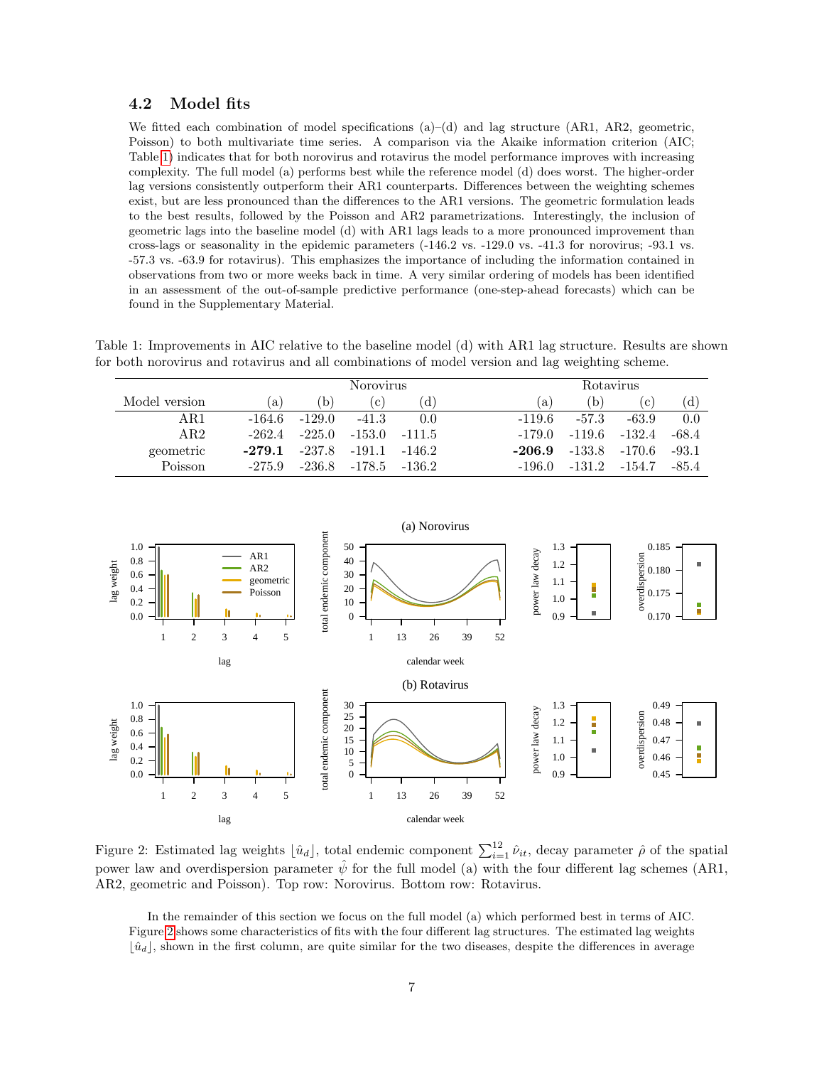### 4.2 Model fits

We fitted each combination of model specifications (a)–(d) and lag structure (AR1, AR2, geometric, Poisson) to both multivariate time series. A comparison via the Akaike information criterion (AIC; Table 1) indicates that for both norovirus and rotavirus the model performance improves with increasing complexity. The full model (a) performs best while the reference model (d) does worst. The higher-order lag versions consistently outperform their AR1 counterparts. Differences between the weighting schemes exist, but are less pronounced than the differences to the AR1 versions. The geometric formulation leads to the best results, followed by the Poisson and AR2 parametrizations. Interestingly, the inclusion of geometric lags into the baseline model (d) with AR1 lags leads to a more pronounced improvement than cross-lags or seasonality in the epidemic parameters (-146.2 vs. -129.0 vs. -41.3 for norovirus; -93.1 vs. -57.3 vs. -63.9 for rotavirus). This emphasizes the importance of including the information contained in observations from two or more weeks back in time. A very similar ordering of models has been identified in an assessment of the out-of-sample predictive performance (one-step-ahead forecasts) which can be found in the Supplementary Material.

Table 1: Improvements in AIC relative to the baseline model (d) with AR1 lag structure. Results are shown for both norovirus and rotavirus and all combinations of model version and lag weighting scheme.

| | Norovirus | | | | Rotavirus | | | |
|---|---|---|---|---|---|---|---|---|
| Model version | (a) | (b) | (c) | (d) | (a) | (b) | (c) | (d) |
| AR1 | -164.6 | -129.0 | -41.3 | 0.0 | -119.6 | -57.3 | -63.9 | 0.0 |
| AR2 | -262.4 | -225.0 | -153.0 | -111.5 | -179.0 | -119.6 | -132.4 | -68.4 |
| geometric | **-279.1** | -237.8 | -191.1 | -146.2 | **-206.9** | -133.8 | -170.6 | -93.1 |
| Poisson | -275.9 | -236.8 | -178.5 | -136.2 | -196.0 | -131.2 | -154.7 | -85.4 |

Figure 2: Estimated lag weights $\lfloor \hat{u}_d \rfloor$, total endemic component $\sum_{i=1}^{12} \hat{\nu}_{it}$, decay parameter $\hat{\rho}$ of the spatial power law and overdispersion parameter $\hat{\psi}$ for the full model (a) with the four different lag schemes (AR1, AR2, geometric and Poisson). Top row: Norovirus. Bottom row: Rotavirus.

In the remainder of this section we focus on the full model (a) which performed best in terms of AIC. Figure 2 shows some characteristics of fits with the four different lag structures. The estimated lag weights $\lfloor \hat{u}_d \rfloor$, shown in the first column, are quite similar for the two diseases, despite the differences in average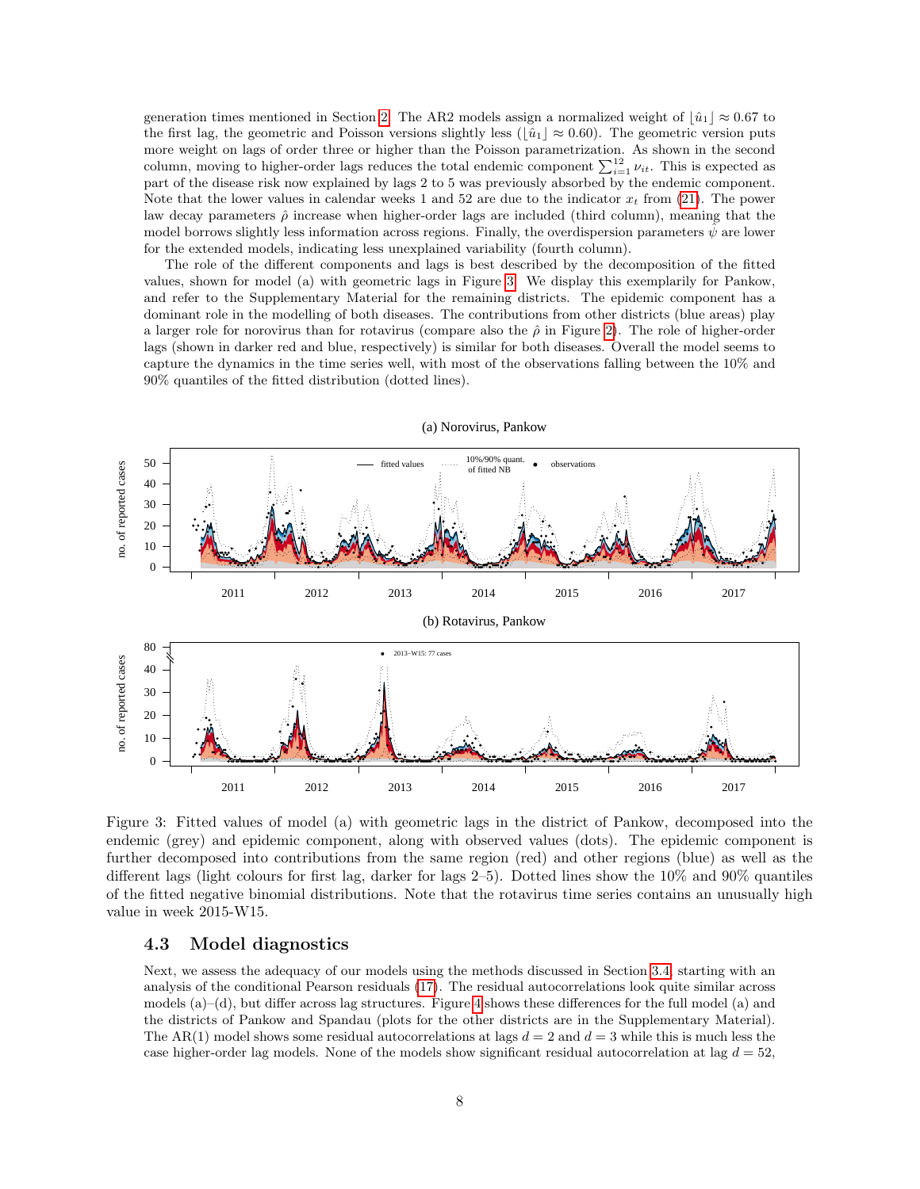generation times mentioned in Section 2. The AR2 models assign a normalized weight of $\lfloor \hat{u}_1 \rfloor \approx 0.67$ to the first lag, the geometric and Poisson versions slightly less ($\lfloor \hat{u}_1 \rfloor \approx 0.60$). The geometric version puts more weight on lags of order three or higher than the Poisson parametrization. As shown in the second column, moving to higher-order lags reduces the total endemic component $\sum_{i=1}^{12} \nu_{it}$. This is expected as part of the disease risk now explained by lags 2 to 5 was previously absorbed by the endemic component. Note that the lower values in calendar weeks 1 and 52 are due to the indicator $x_t$ from (21). The power law decay parameters $\hat{\rho}$ increase when higher-order lags are included (third column), meaning that the model borrows slightly less information across regions. Finally, the overdispersion parameters $\hat{\psi}$ are lower for the extended models, indicating less unexplained variability (fourth column).

The role of the different components and lags is best described by the decomposition of the fitted values, shown for model (a) with geometric lags in Figure 3. We display this exemplarily for Pankow, and refer to the Supplementary Material for the remaining districts. The epidemic component has a dominant role in the modelling of both diseases. The contributions from other districts (blue areas) play a larger role for norovirus than for rotavirus (compare also the $\hat{\rho}$ in Figure 2). The role of higher-order lags (shown in darker red and blue, respectively) is similar for both diseases. Overall the model seems to capture the dynamics in the time series well, with most of the observations falling between the 10% and 90% quantiles of the fitted distribution (dotted lines).

Figure 3: Fitted values of model (a) with geometric lags in the district of Pankow, decomposed into the endemic (grey) and epidemic component, along with observed values (dots). The epidemic component is further decomposed into contributions from the same region (red) and other regions (blue) as well as the different lags (light colours for first lag, darker for lags 2–5). Dotted lines show the 10% and 90% quantiles of the fitted negative binomial distributions. Note that the rotavirus time series contains an unusually high value in week 2015-W15.

### 4.3 Model diagnostics

Next, we assess the adequacy of our models using the methods discussed in Section 3.4, starting with an analysis of the conditional Pearson residuals (17). The residual autocorrelations look quite similar across models (a)–(d), but differ across lag structures. Figure 4 shows these differences for the full model (a) and the districts of Pankow and Spandau (plots for the other districts are in the Supplementary Material). The AR(1) model shows some residual autocorrelations at lags $d = 2$ and $d = 3$ while this is much less the case higher-order lag models. None of the models show significant residual autocorrelation at lag $d = 52$,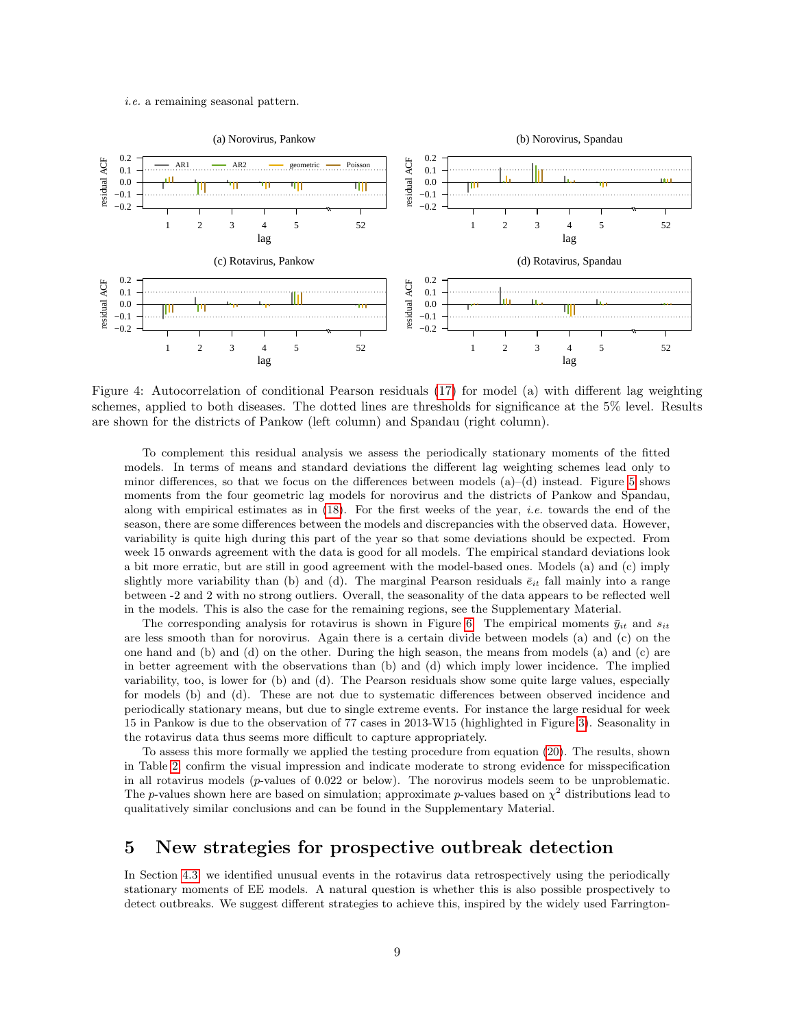*i.e.* a remaining seasonal pattern.

Figure 4: Autocorrelation of conditional Pearson residuals (17) for model (a) with different lag weighting schemes, applied to both diseases. The dotted lines are thresholds for significance at the 5% level. Results are shown for the districts of Pankow (left column) and Spandau (right column).

To complement this residual analysis we assess the periodically stationary moments of the fitted models. In terms of means and standard deviations the different lag weighting schemes lead only to minor differences, so that we focus on the differences between models (a)–(d) instead. Figure 5 shows moments from the four geometric lag models for norovirus and the districts of Pankow and Spandau, along with empirical estimates as in (18). For the first weeks of the year, *i.e.* towards the end of the season, there are some differences between the models and discrepancies with the observed data. However, variability is quite high during this part of the year so that some deviations should be expected. From week 15 onwards agreement with the data is good for all models. The empirical standard deviations look a bit more erratic, but are still in good agreement with the model-based ones. Models (a) and (c) imply slightly more variability than (b) and (d). The marginal Pearson residuals $\bar{e}_{it}$ fall mainly into a range between -2 and 2 with no strong outliers. Overall, the seasonality of the data appears to be reflected well in the models. This is also the case for the remaining regions, see the Supplementary Material.

The corresponding analysis for rotavirus is shown in Figure 6. The empirical moments $\bar{y}_{it}$ and $s_{it}$ are less smooth than for norovirus. Again there is a certain divide between models (a) and (c) on the one hand and (b) and (d) on the other. During the high season, the means from models (a) and (c) are in better agreement with the observations than (b) and (d) which imply lower incidence. The implied variability, too, is lower for (b) and (d). The Pearson residuals show some quite large values, especially for models (b) and (d). These are not due to systematic differences between observed incidence and periodically stationary means, but due to single extreme events. For instance the large residual for week 15 in Pankow is due to the observation of 77 cases in 2013-W15 (highlighted in Figure 3). Seasonality in the rotavirus data thus seems more difficult to capture appropriately.

To assess this more formally we applied the testing procedure from equation (20). The results, shown in Table 2, confirm the visual impression and indicate moderate to strong evidence for misspecification in all rotavirus models ($p$-values of 0.022 or below). The norovirus models seem to be unproblematic. The $p$-values shown here are based on simulation; approximate $p$-values based on $\chi^2$ distributions lead to qualitatively similar conclusions and can be found in the Supplementary Material.

# 5 New strategies for prospective outbreak detection

In Section 4.3, we identified unusual events in the rotavirus data retrospectively using the periodically stationary moments of EE models. A natural question is whether this is also possible prospectively to detect outbreaks. We suggest different strategies to achieve this, inspired by the widely used Farrington-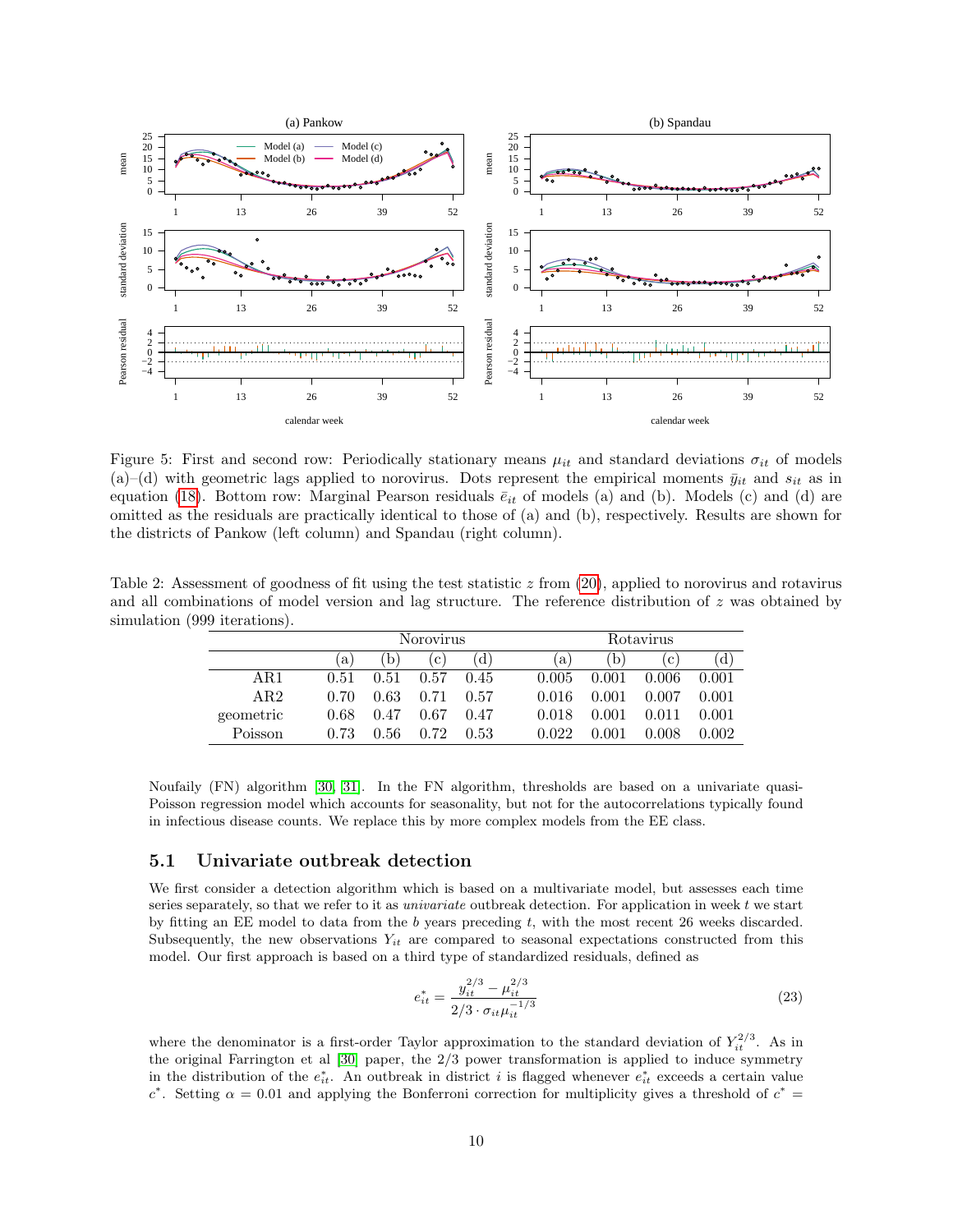Figure 5: First and second row: Periodically stationary means $\mu_{it}$ and standard deviations $\sigma_{it}$ of models (a)–(d) with geometric lags applied to norovirus. Dots represent the empirical moments $\bar{y}_{it}$ and $s_{it}$ as in equation (18). Bottom row: Marginal Pearson residuals $\bar{e}_{it}$ of models (a) and (b). Models (c) and (d) are omitted as the residuals are practically identical to those of (a) and (b), respectively. Results are shown for the districts of Pankow (left column) and Spandau (right column).

Table 2: Assessment of goodness of fit using the test statistic $z$ from (20), applied to norovirus and rotavirus and all combinations of model version and lag structure. The reference distribution of $z$ was obtained by simulation (999 iterations).

| | Norovirus | | | | Rotavirus | | | |
|---|---|---|---|---|---|---|---|---|
| | (a) | (b) | (c) | (d) | (a) | (b) | (c) | (d) |
| AR1 | 0.51 | 0.51 | 0.57 | 0.45 | 0.005 | 0.001 | 0.006 | 0.001 |
| AR2 | 0.70 | 0.63 | 0.71 | 0.57 | 0.016 | 0.001 | 0.007 | 0.001 |
| geometric | 0.68 | 0.47 | 0.67 | 0.47 | 0.018 | 0.001 | 0.011 | 0.001 |
| Poisson | 0.73 | 0.56 | 0.72 | 0.53 | 0.022 | 0.001 | 0.008 | 0.002 |

Noufaily (FN) algorithm [30, 31]. In the FN algorithm, thresholds are based on a univariate quasi-Poisson regression model which accounts for seasonality, but not for the autocorrelations typically found in infectious disease counts. We replace this by more complex models from the EE class.

## 5.1 Univariate outbreak detection

We first consider a detection algorithm which is based on a multivariate model, but assesses each time series separately, so that we refer to it as *univariate* outbreak detection. For application in week $t$ we start by fitting an EE model to data from the $b$ years preceding $t$, with the most recent 26 weeks discarded. Subsequently, the new observations $Y_{it}$ are compared to seasonal expectations constructed from this model. Our first approach is based on a third type of standardized residuals, defined as

$$e^*_{it} = \frac{y_{it}^{2/3} - \mu_{it}^{2/3}}{2/3 \cdot \sigma_{it}\mu_{it}^{-1/3}} \tag{23}$$

where the denominator is a first-order Taylor approximation to the standard deviation of $Y_{it}^{2/3}$. As in the original Farrington et al [30] paper, the 2/3 power transformation is applied to induce symmetry in the distribution of the $e^*_{it}$. An outbreak in district $i$ is flagged whenever $e^*_{it}$ exceeds a certain value $c^*$. Setting $\alpha = 0.01$ and applying the Bonferroni correction for multiplicity gives a threshold of $c^* =$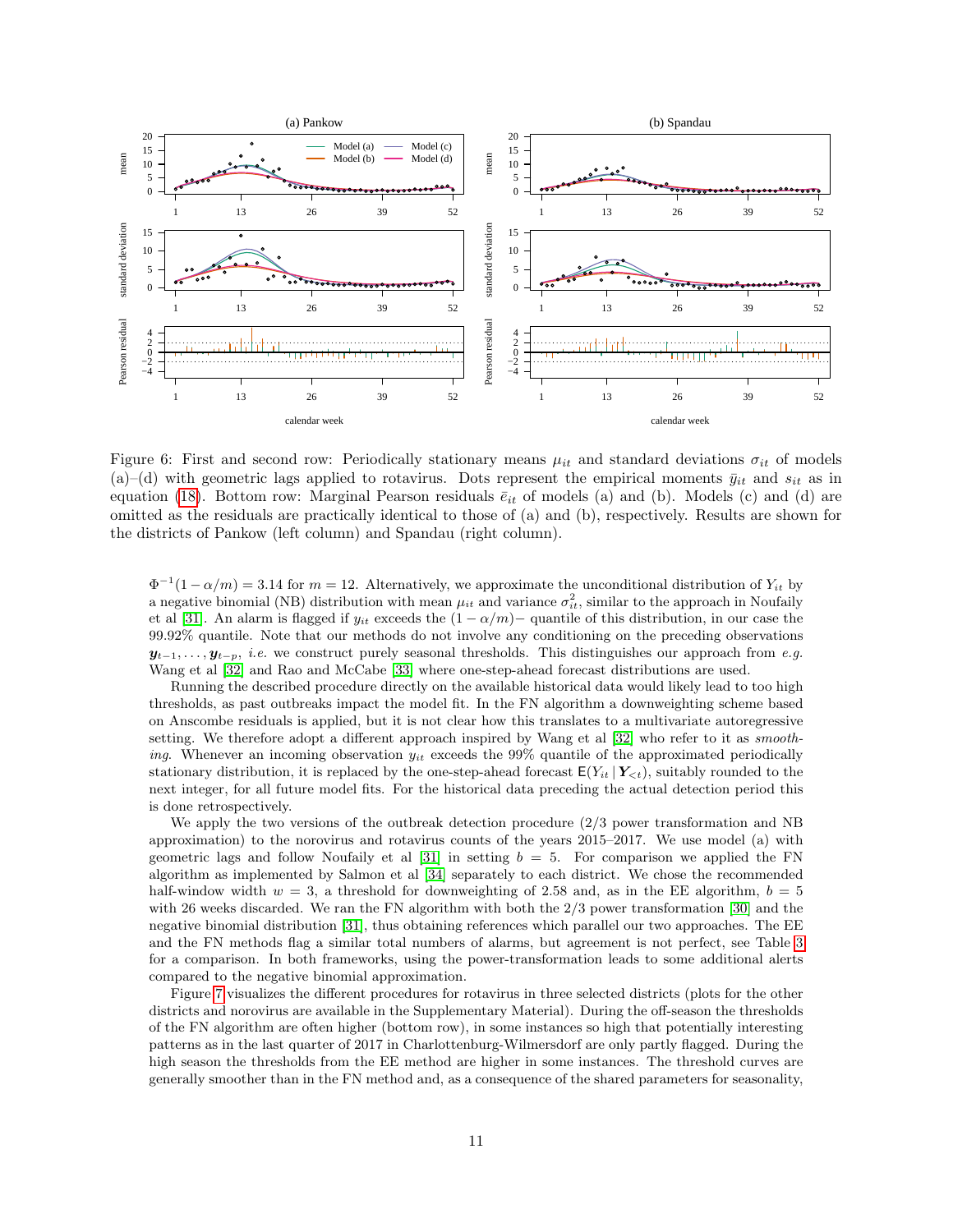Figure 6: First and second row: Periodically stationary means $\mu_{it}$ and standard deviations $\sigma_{it}$ of models (a)–(d) with geometric lags applied to rotavirus. Dots represent the empirical moments $\bar{y}_{it}$ and $s_{it}$ as in equation (18). Bottom row: Marginal Pearson residuals $\bar{e}_{it}$ of models (a) and (b). Models (c) and (d) are omitted as the residuals are practically identical to those of (a) and (b), respectively. Results are shown for the districts of Pankow (left column) and Spandau (right column).

$\Phi^{-1}(1 - \alpha/m) = 3.14$ for $m = 12$. Alternatively, we approximate the unconditional distribution of $Y_{it}$ by a negative binomial (NB) distribution with mean $\mu_{it}$ and variance $\sigma^2_{it}$, similar to the approach in Noufaily et al [31]. An alarm is flagged if $y_{it}$ exceeds the $(1 - \alpha/m)-$ quantile of this distribution, in our case the 99.92% quantile. Note that our methods do not involve any conditioning on the preceding observations $\boldsymbol{y}_{t-1}, \dots, \boldsymbol{y}_{t-p}$, *i.e.* we construct purely seasonal thresholds. This distinguishes our approach from *e.g.* Wang et al [32] and Rao and McCabe [33] where one-step-ahead forecast distributions are used.

Running the described procedure directly on the available historical data would likely lead to too high thresholds, as past outbreaks impact the model fit. In the FN algorithm a downweighting scheme based on Anscombe residuals is applied, but it is not clear how this translates to a multivariate autoregressive setting. We therefore adopt a different approach inspired by Wang et al [32] who refer to it as *smoothing*. Whenever an incoming observation $y_{it}$ exceeds the 99% quantile of the approximated periodically stationary distribution, it is replaced by the one-step-ahead forecast $\mathsf{E}(Y_{it} \mid \boldsymbol{Y}_{<t})$, suitably rounded to the next integer, for all future model fits. For the historical data preceding the actual detection period this is done retrospectively.

We apply the two versions of the outbreak detection procedure (2/3 power transformation and NB approximation) to the norovirus and rotavirus counts of the years 2015–2017. We use model (a) with geometric lags and follow Noufaily et al [31] in setting $b = 5$. For comparison we applied the FN algorithm as implemented by Salmon et al [34] separately to each district. We chose the recommended half-window width $w = 3$, a threshold for downweighting of 2.58 and, as in the EE algorithm, $b = 5$ with 26 weeks discarded. We ran the FN algorithm with both the 2/3 power transformation [30] and the negative binomial distribution [31], thus obtaining references which parallel our two approaches. The EE and the FN methods flag a similar total numbers of alarms, but agreement is not perfect, see Table 3 for a comparison. In both frameworks, using the power-transformation leads to some additional alerts compared to the negative binomial approximation.

Figure 7 visualizes the different procedures for rotavirus in three selected districts (plots for the other districts and norovirus are available in the Supplementary Material). During the off-season the thresholds of the FN algorithm are often higher (bottom row), in some instances so high that potentially interesting patterns as in the last quarter of 2017 in Charlottenburg-Wilmersdorf are only partly flagged. During the high season the thresholds from the EE method are higher in some instances. The threshold curves are generally smoother than in the FN method and, as a consequence of the shared parameters for seasonality,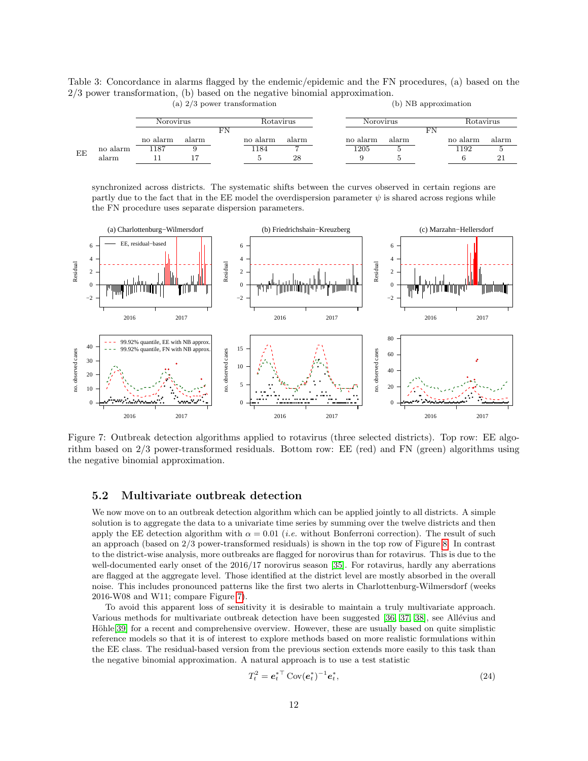Table 3: Concordance in alarms flagged by the endemic/epidemic and the FN procedures, (a) based on the 2/3 power transformation, (b) based on the negative binomial approximation.

(a) 2/3 power transformation

| | | Norovirus | | Rotavirus | |
|---|---|---|---|---|---|
| | | FN | | | |
| | | no alarm | alarm | no alarm | alarm |
| EE | no alarm | 1187 | 9 | 1184 | 7 |
| | alarm | 11 | 17 | 5 | 28 |

(b) NB approximation

| | | Norovirus | | Rotavirus | |
|---|---|---|---|---|---|
| | | FN | | | |
| | | no alarm | alarm | no alarm | alarm |
| EE | no alarm | 1205 | 5 | 1192 | 5 |
| | alarm | 9 | 5 | 6 | 21 |

synchronized across districts. The systematic shifts between the curves observed in certain regions are partly due to the fact that in the EE model the overdispersion parameter $\psi$ is shared across regions while the FN procedure uses separate dispersion parameters.

Figure 7: Outbreak detection algorithms applied to rotavirus (three selected districts). Top row: EE algorithm based on 2/3 power-transformed residuals. Bottom row: EE (red) and FN (green) algorithms using the negative binomial approximation.

## 5.2 Multivariate outbreak detection

We now move on to an outbreak detection algorithm which can be applied jointly to all districts. A simple solution is to aggregate the data to a univariate time series by summing over the twelve districts and then apply the EE detection algorithm with $\alpha = 0.01$ (*i.e.* without Bonferroni correction). The result of such an approach (based on 2/3 power-transformed residuals) is shown in the top row of Figure 8. In contrast to the district-wise analysis, more outbreaks are flagged for norovirus than for rotavirus. This is due to the well-documented early onset of the 2016/17 norovirus season [35]. For rotavirus, hardly any aberrations are flagged at the aggregate level. Those identified at the district level are mostly absorbed in the overall noise. This includes pronounced patterns like the first two alerts in Charlottenburg-Wilmersdorf (weeks 2016-W08 and W11; compare Figure 7).

To avoid this apparent loss of sensitivity it is desirable to maintain a truly multivariate approach. Various methods for multivariate outbreak detection have been suggested [36, 37, 38], see Allévius and Höhle[39] for a recent and comprehensive overview. However, these are usually based on quite simplistic reference models so that it is of interest to explore methods based on more realistic formulations within the EE class. The residual-based version from the previous section extends more easily to this task than the negative binomial approximation. A natural approach is to use a test statistic

$$T_t^2 = \boldsymbol{e}_t^{*\top} \operatorname{Cov}(\boldsymbol{e}_t^*)^{-1} \boldsymbol{e}_t^*, \tag{24}$$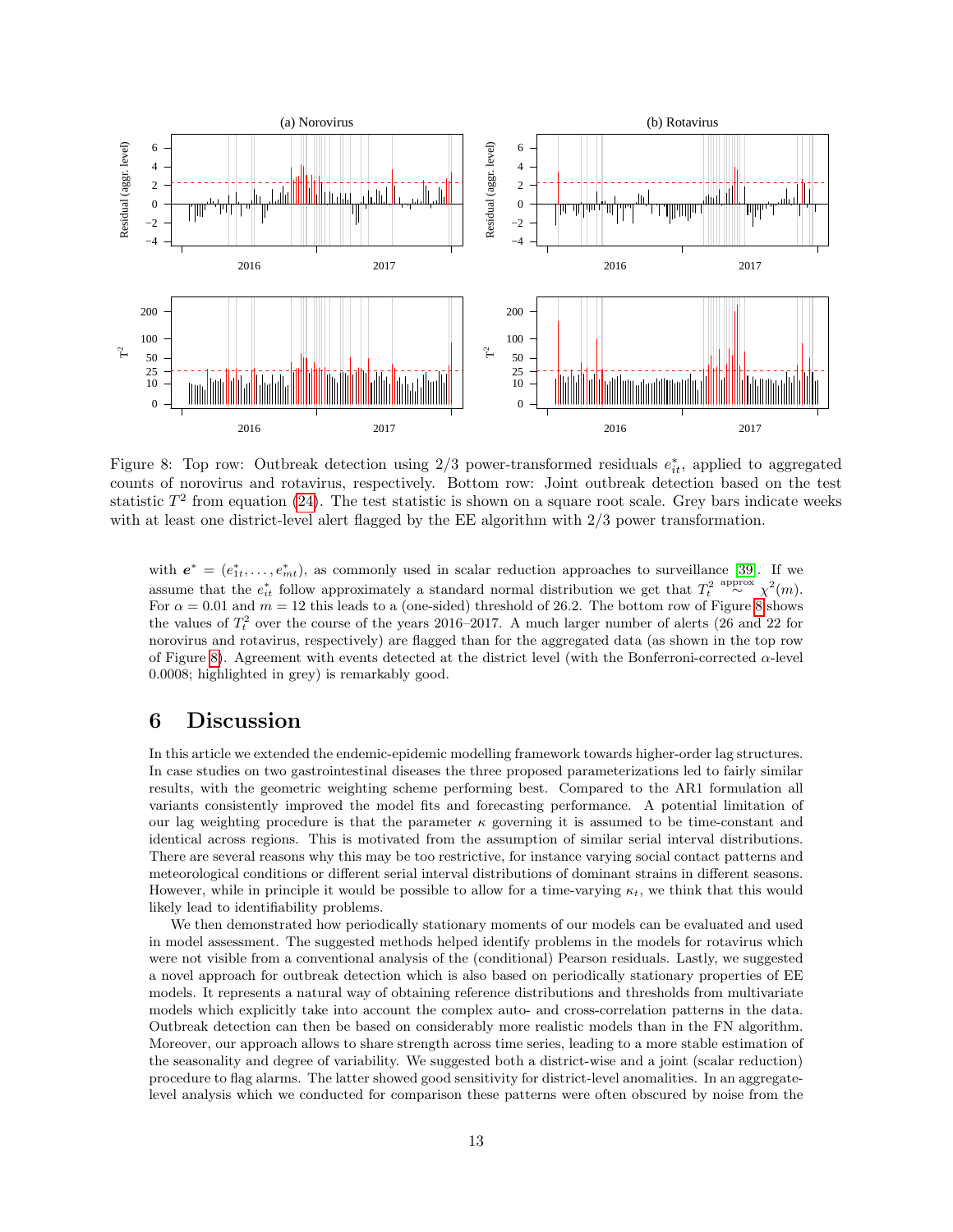Figure 8: Top row: Outbreak detection using 2/3 power-transformed residuals $e^*_{it}$, applied to aggregated counts of norovirus and rotavirus, respectively. Bottom row: Joint outbreak detection based on the test statistic $T^2$ from equation (24). The test statistic is shown on a square root scale. Grey bars indicate weeks with at least one district-level alert flagged by the EE algorithm with 2/3 power transformation.

with $\boldsymbol{e}^* = (e^*_{1t}, \dots, e^*_{mt})$, as commonly used in scalar reduction approaches to surveillance [39]. If we assume that the $e^*_{it}$ follow approximately a standard normal distribution we get that $T^2_t \overset{\text{approx}}{\sim} \chi^2(m)$. For $\alpha = 0.01$ and $m = 12$ this leads to a (one-sided) threshold of 26.2. The bottom row of Figure 8 shows the values of $T^2_t$ over the course of the years 2016–2017. A much larger number of alerts (26 and 22 for norovirus and rotavirus, respectively) are flagged than for the aggregated data (as shown in the top row of Figure 8). Agreement with events detected at the district level (with the Bonferroni-corrected $\alpha$-level 0.0008; highlighted in grey) is remarkably good.

# 6 Discussion

In this article we extended the endemic-epidemic modelling framework towards higher-order lag structures. In case studies on two gastrointestinal diseases the three proposed parameterizations led to fairly similar results, with the geometric weighting scheme performing best. Compared to the AR1 formulation all variants consistently improved the model fits and forecasting performance. A potential limitation of our lag weighting procedure is that the parameter $\kappa$ governing it is assumed to be time-constant and identical across regions. This is motivated from the assumption of similar serial interval distributions. There are several reasons why this may be too restrictive, for instance varying social contact patterns and meteorological conditions or different serial interval distributions of dominant strains in different seasons. However, while in principle it would be possible to allow for a time-varying $\kappa_t$, we think that this would likely lead to identifiability problems.

We then demonstrated how periodically stationary moments of our models can be evaluated and used in model assessment. The suggested methods helped identify problems in the models for rotavirus which were not visible from a conventional analysis of the (conditional) Pearson residuals. Lastly, we suggested a novel approach for outbreak detection which is also based on periodically stationary properties of EE models. It represents a natural way of obtaining reference distributions and thresholds from multivariate models which explicitly take into account the complex auto- and cross-correlation patterns in the data. Outbreak detection can then be based on considerably more realistic models than in the FN algorithm. Moreover, our approach allows to share strength across time series, leading to a more stable estimation of the seasonality and degree of variability. We suggested both a district-wise and a joint (scalar reduction) procedure to flag alarms. The latter showed good sensitivity for district-level anomalities. In an aggregate-level analysis which we conducted for comparison these patterns were often obscured by noise from the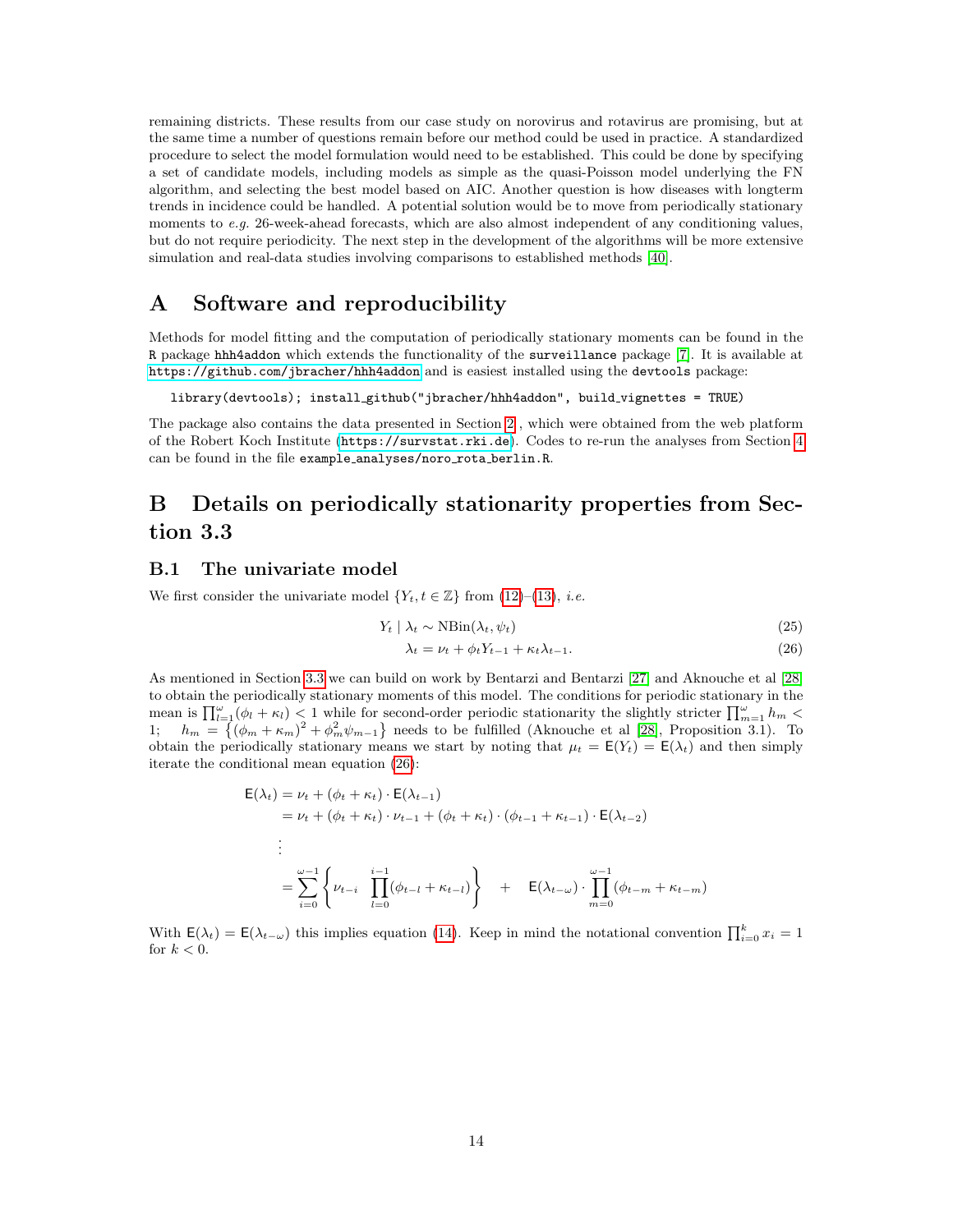remaining districts. These results from our case study on norovirus and rotavirus are promising, but at the same time a number of questions remain before our method could be used in practice. A standardized procedure to select the model formulation would need to be established. This could be done by specifying a set of candidate models, including models as simple as the quasi-Poisson model underlying the FN algorithm, and selecting the best model based on AIC. Another question is how diseases with longterm trends in incidence could be handled. A potential solution would be to move from periodically stationary moments to *e.g.* 26-week-ahead forecasts, which are also almost independent of any conditioning values, but do not require periodicity. The next step in the development of the algorithms will be more extensive simulation and real-data studies involving comparisons to established methods [40].

# A Software and reproducibility

Methods for model fitting and the computation of periodically stationary moments can be found in the `R` package `hhh4addon` which extends the functionality of the `surveillance` package [7]. It is available at https://github.com/jbracher/hhh4addon and is easiest installed using the `devtools` package:

```
library(devtools); install_github("jbracher/hhh4addon", build_vignettes = TRUE)
```

The package also contains the data presented in Section 2 , which were obtained from the web platform of the Robert Koch Institute (https://survstat.rki.de). Codes to re-run the analyses from Section 4 can be found in the file `example_analyses/noro_rota_berlin.R`.

# B Details on periodically stationarity properties from Section 3.3

## B.1 The univariate model

We first consider the univariate model $\{Y_t, t \in \mathbb{Z}\}$ from (12)–(13), *i.e.*

$$Y_t \mid \lambda_t \sim \text{NBin}(\lambda_t, \psi_t) \tag{25}$$

$$\lambda_t = \nu_t + \phi_t Y_{t-1} + \kappa_t \lambda_{t-1}. \tag{26}$$

As mentioned in Section 3.3 we can build on work by Bentarzi and Bentarzi [27] and Aknouche et al [28] to obtain the periodically stationary moments of this model. The conditions for periodic stationary in the mean is $\prod_{l=1}^{\omega}(\phi_l + \kappa_l) < 1$ while for second-order periodic stationarity the slightly stricter $\prod_{m=1}^{\omega} h_m < 1; \quad h_m = \left\{(\phi_m + \kappa_m)^2 + \phi_m^2 \psi_{m-1}\right\}$ needs to be fulfilled (Aknouche et al [28], Proposition 3.1). To obtain the periodically stationary means we start by noting that $\mu_t = \mathsf{E}(Y_t) = \mathsf{E}(\lambda_t)$ and then simply iterate the conditional mean equation (26):

$$\begin{aligned}
\mathsf{E}(\lambda_t) &= \nu_t + (\phi_t + \kappa_t) \cdot \mathsf{E}(\lambda_{t-1}) \\
&= \nu_t + (\phi_t + \kappa_t) \cdot \nu_{t-1} + (\phi_t + \kappa_t) \cdot (\phi_{t-1} + \kappa_{t-1}) \cdot \mathsf{E}(\lambda_{t-2}) \\
&\vdots \\
&= \sum_{i=0}^{\omega-1} \left\{ \nu_{t-i} \prod_{l=0}^{i-1} (\phi_{t-l} + \kappa_{t-l}) \right\} \quad + \quad \mathsf{E}(\lambda_{t-\omega}) \cdot \prod_{m=0}^{\omega-1} (\phi_{t-m} + \kappa_{t-m})
\end{aligned}$$

With $\mathsf{E}(\lambda_t) = \mathsf{E}(\lambda_{t-\omega})$ this implies equation (14). Keep in mind the notational convention $\prod_{i=0}^{k} x_i = 1$ for $k < 0$.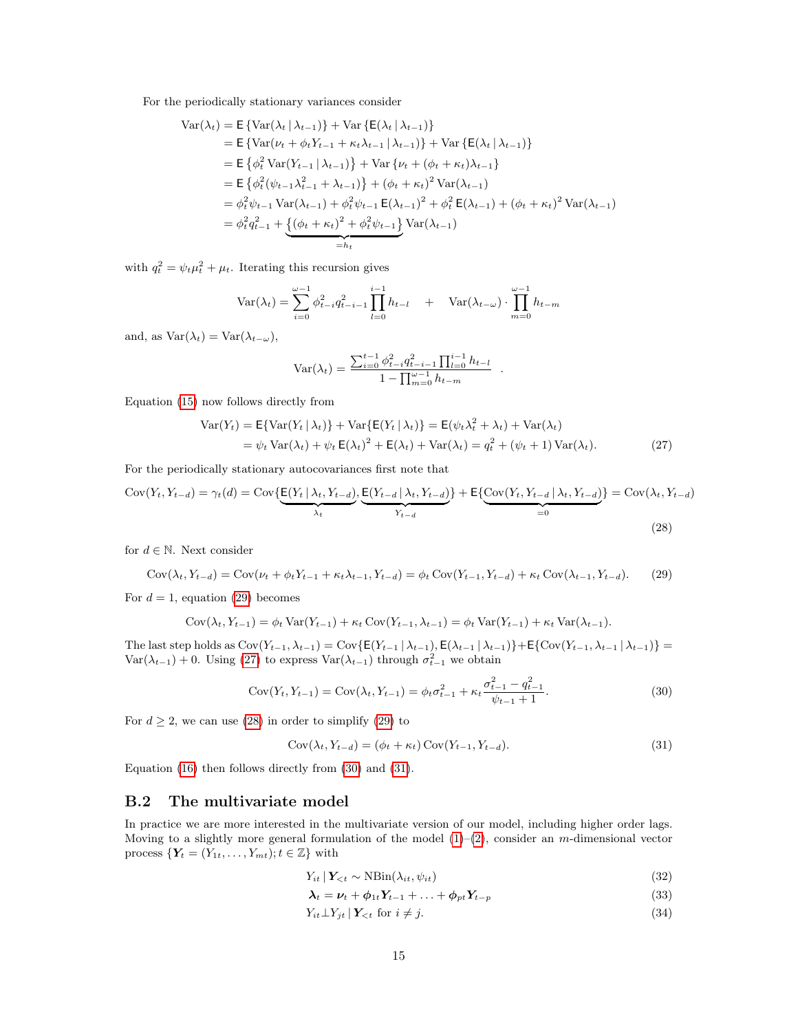For the periodically stationary variances consider

$$
\begin{aligned}
\operatorname{Var}(\lambda_t) &= \mathsf{E}\left\{\operatorname{Var}(\lambda_t \mid \lambda_{t-1})\right\} + \operatorname{Var}\left\{\mathsf{E}(\lambda_t \mid \lambda_{t-1})\right\} \\
&= \mathsf{E}\left\{\operatorname{Var}(\nu_t + \phi_t Y_{t-1} + \kappa_t \lambda_{t-1} \mid \lambda_{t-1})\right\} + \operatorname{Var}\left\{\mathsf{E}(\lambda_t \mid \lambda_{t-1})\right\} \\
&= \mathsf{E}\left\{\phi_t^2 \operatorname{Var}(Y_{t-1} \mid \lambda_{t-1})\right\} + \operatorname{Var}\left\{\nu_t + (\phi_t + \kappa_t)\lambda_{t-1}\right\} \\
&= \mathsf{E}\left\{\phi_t^2(\psi_{t-1}\lambda_{t-1}^2 + \lambda_{t-1})\right\} + (\phi_t + \kappa_t)^2 \operatorname{Var}(\lambda_{t-1}) \\
&= \phi_t^2 \psi_{t-1} \operatorname{Var}(\lambda_{t-1}) + \phi_t^2 \psi_{t-1} \mathsf{E}(\lambda_{t-1})^2 + \phi_t^2 \mathsf{E}(\lambda_{t-1}) + (\phi_t + \kappa_t)^2 \operatorname{Var}(\lambda_{t-1}) \\
&= \phi_t^2 q_{t-1}^2 + \underbrace{\left\{(\phi_t + \kappa_t)^2 + \phi_t^2 \psi_{t-1}\right\}}_{=h_t} \operatorname{Var}(\lambda_{t-1})
\end{aligned}
$$

with $q_t^2 = \psi_t \mu_t^2 + \mu_t$. Iterating this recursion gives

$$
\operatorname{Var}(\lambda_t) = \sum_{i=0}^{\omega-1} \phi_{t-i}^2 q_{t-i-1}^2 \prod_{l=0}^{i-1} h_{t-l} \quad + \quad \operatorname{Var}(\lambda_{t-\omega}) \cdot \prod_{m=0}^{\omega-1} h_{t-m}
$$

and, as $\operatorname{Var}(\lambda_t) = \operatorname{Var}(\lambda_{t-\omega})$,

$$
\operatorname{Var}(\lambda_t) = \frac{\sum_{i=0}^{t-1} \phi_{t-i}^2 q_{t-i-1}^2 \prod_{l=0}^{i-1} h_{t-l}}{1 - \prod_{m=0}^{\omega-1} h_{t-m}} \quad .
$$

Equation (15) now follows directly from

$$
\begin{aligned}
\operatorname{Var}(Y_t) &= \mathsf{E}\{\operatorname{Var}(Y_t \mid \lambda_t)\} + \operatorname{Var}\{\mathsf{E}(Y_t \mid \lambda_t)\} = \mathsf{E}(\psi_t \lambda_t^2 + \lambda_t) + \operatorname{Var}(\lambda_t) \\
&= \psi_t \operatorname{Var}(\lambda_t) + \psi_t \mathsf{E}(\lambda_t)^2 + \mathsf{E}(\lambda_t) + \operatorname{Var}(\lambda_t) = q_t^2 + (\psi_t + 1)\operatorname{Var}(\lambda_t).
\end{aligned} \tag{27}
$$

For the periodically stationary autocovariances first note that

$$
\operatorname{Cov}(Y_t, Y_{t-d}) = \gamma_t(d) = \operatorname{Cov}\{\underbrace{\mathsf{E}(Y_t \mid \lambda_t, Y_{t-d})}_{\lambda_t}, \underbrace{\mathsf{E}(Y_{t-d} \mid \lambda_t, Y_{t-d})}_{Y_{t-d}}\} + \mathsf{E}\{\underbrace{\operatorname{Cov}(Y_t, Y_{t-d} \mid \lambda_t, Y_{t-d})}_{=0}\} = \operatorname{Cov}(\lambda_t, Y_{t-d}) \tag{28}
$$

for $d \in \mathbb{N}$. Next consider

$$
\operatorname{Cov}(\lambda_t, Y_{t-d}) = \operatorname{Cov}(\nu_t + \phi_t Y_{t-1} + \kappa_t \lambda_{t-1}, Y_{t-d}) = \phi_t \operatorname{Cov}(Y_{t-1}, Y_{t-d}) + \kappa_t \operatorname{Cov}(\lambda_{t-1}, Y_{t-d}). \tag{29}
$$

For $d = 1$, equation (29) becomes

$$
\operatorname{Cov}(\lambda_t, Y_{t-1}) = \phi_t \operatorname{Var}(Y_{t-1}) + \kappa_t \operatorname{Cov}(Y_{t-1}, \lambda_{t-1}) = \phi_t \operatorname{Var}(Y_{t-1}) + \kappa_t \operatorname{Var}(\lambda_{t-1}).
$$

The last step holds as $\operatorname{Cov}(Y_{t-1}, \lambda_{t-1}) = \operatorname{Cov}\{\mathsf{E}(Y_{t-1} \mid \lambda_{t-1}), \mathsf{E}(\lambda_{t-1} \mid \lambda_{t-1})\} + \mathsf{E}\{\operatorname{Cov}(Y_{t-1}, \lambda_{t-1} \mid \lambda_{t-1})\} = \operatorname{Var}(\lambda_{t-1}) + 0$. Using (27) to express $\operatorname{Var}(\lambda_{t-1})$ through $\sigma_{t-1}^2$ we obtain

$$
\operatorname{Cov}(Y_t, Y_{t-1}) = \operatorname{Cov}(\lambda_t, Y_{t-1}) = \phi_t \sigma_{t-1}^2 + \kappa_t \frac{\sigma_{t-1}^2 - q_{t-1}^2}{\psi_{t-1} + 1}. \tag{30}
$$

For $d \geq 2$, we can use (28) in order to simplify (29) to

$$
\operatorname{Cov}(\lambda_t, Y_{t-d}) = (\phi_t + \kappa_t) \operatorname{Cov}(Y_{t-1}, Y_{t-d}). \tag{31}
$$

Equation (16) then follows directly from (30) and (31).

## B.2 The multivariate model

In practice we are more interested in the multivariate version of our model, including higher order lags. Moving to a slightly more general formulation of the model (1)–(2), consider an $m$-dimensional vector process $\{\boldsymbol{Y}_t = (Y_{1t}, \ldots, Y_{mt}); t \in \mathbb{Z}\}$ with

$$
Y_{it} \mid \boldsymbol{Y}_{<t} \sim \operatorname{NBin}(\lambda_{it}, \psi_{it}) \tag{32}
$$

$$
\boldsymbol{\lambda}_t = \boldsymbol{\nu}_t + \boldsymbol{\phi}_{1t} \boldsymbol{Y}_{t-1} + \ldots + \boldsymbol{\phi}_{pt} \boldsymbol{Y}_{t-p} \tag{33}
$$

$$
Y_{it} \perp Y_{jt} \mid \boldsymbol{Y}_{<t} \text{ for } i \neq j. \tag{34}
$$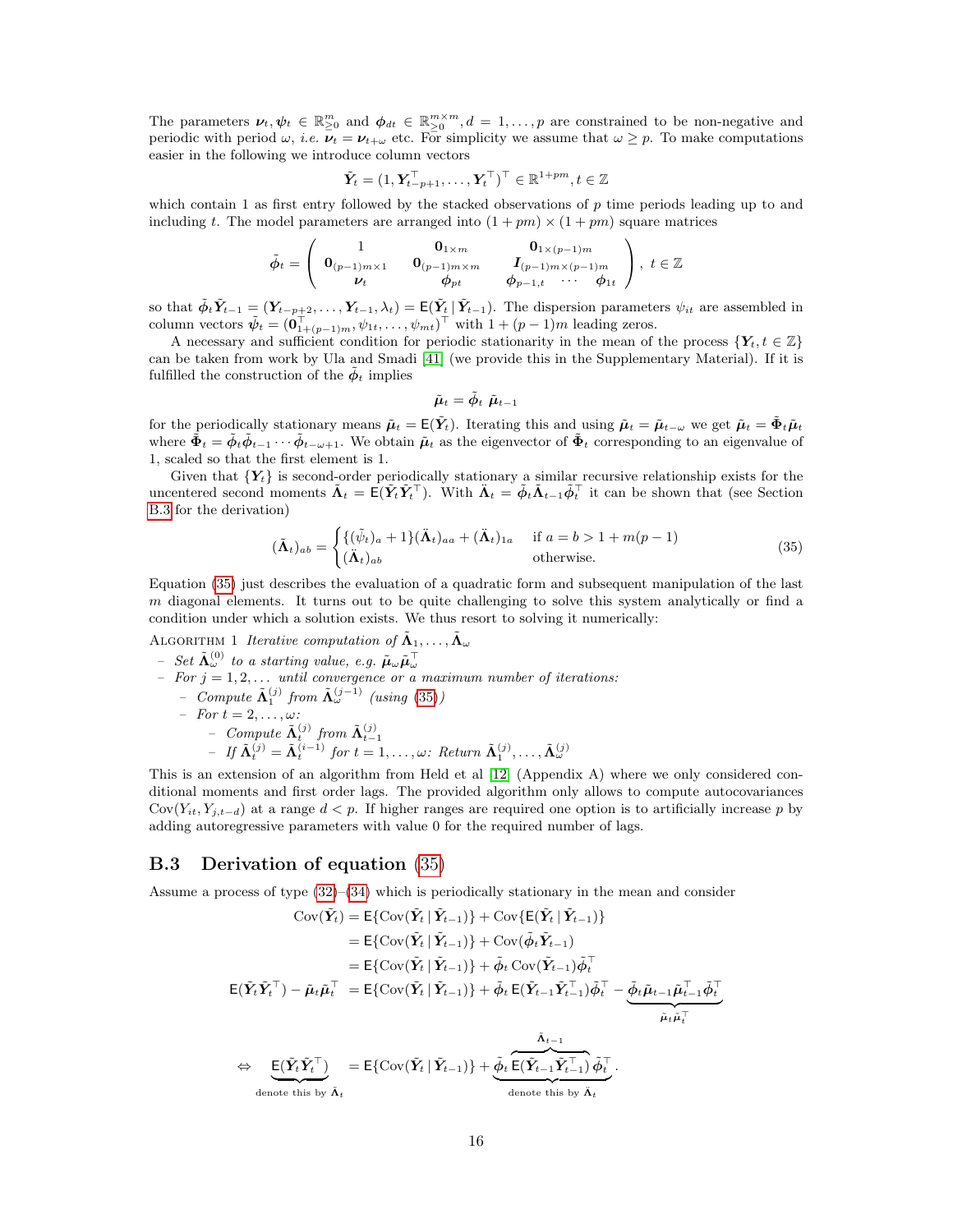The parameters $\boldsymbol{\nu}_t, \boldsymbol{\psi}_t \in \mathbb{R}^m_{\geq 0}$ and $\boldsymbol{\phi}_{dt} \in \mathbb{R}^{m \times m}_{\geq 0}, d = 1, \ldots, p$ are constrained to be non-negative and periodic with period $\omega$, *i.e.* $\boldsymbol{\nu}_t = \boldsymbol{\nu}_{t+\omega}$ etc. For simplicity we assume that $\omega \geq p$. To make computations easier in the following we introduce column vectors

$$\tilde{\boldsymbol{Y}}_t = (1, \boldsymbol{Y}_{t-p+1}^\top, \ldots, \boldsymbol{Y}_t^\top)^\top \in \mathbb{R}^{1+pm}, t \in \mathbb{Z}$$

which contain 1 as first entry followed by the stacked observations of $p$ time periods leading up to and including $t$. The model parameters are arranged into $(1 + pm) \times (1 + pm)$ square matrices

$$\tilde{\boldsymbol{\phi}}_t = \begin{pmatrix} 1 & \boldsymbol{0}_{1\times m} & \boldsymbol{0}_{1\times(p-1)m} \\ \boldsymbol{0}_{(p-1)m\times 1} & \boldsymbol{0}_{(p-1)m\times m} & \boldsymbol{I}_{(p-1)m\times(p-1)m} \\ \boldsymbol{\nu}_t & \boldsymbol{\phi}_{pt} & \boldsymbol{\phi}_{p-1,t} \quad \cdots \quad \boldsymbol{\phi}_{1t} \end{pmatrix}, \ t \in \mathbb{Z}$$

so that $\tilde{\boldsymbol{\phi}}_t \tilde{\boldsymbol{Y}}_{t-1} = (\boldsymbol{Y}_{t-p+2}, \ldots, \boldsymbol{Y}_{t-1}, \lambda_t) = \mathsf{E}(\tilde{\boldsymbol{Y}}_t \mid \tilde{\boldsymbol{Y}}_{t-1})$. The dispersion parameters $\psi_{it}$ are assembled in column vectors $\tilde{\boldsymbol{\psi}}_t = (\boldsymbol{0}_{1+(p-1)m}^\top, \psi_{1t}, \ldots, \psi_{mt})^\top$ with $1 + (p-1)m$ leading zeros.

A necessary and sufficient condition for periodic stationarity in the mean of the process $\{\boldsymbol{Y}_t, t \in \mathbb{Z}\}$ can be taken from work by Ula and Smadi [41] (we provide this in the Supplementary Material). If it is fulfilled the construction of the $\tilde{\boldsymbol{\phi}}_t$ implies

$$\tilde{\boldsymbol{\mu}}_t = \tilde{\boldsymbol{\phi}}_t \ \tilde{\boldsymbol{\mu}}_{t-1}$$

for the periodically stationary means $\tilde{\boldsymbol{\mu}}_t = \mathsf{E}(\tilde{\boldsymbol{Y}}_t)$. Iterating this and using $\tilde{\boldsymbol{\mu}}_t = \tilde{\boldsymbol{\mu}}_{t-\omega}$ we get $\tilde{\boldsymbol{\mu}}_t = \tilde{\boldsymbol{\Phi}}_t \tilde{\boldsymbol{\mu}}_t$ where $\tilde{\boldsymbol{\Phi}}_t = \tilde{\boldsymbol{\phi}}_t \tilde{\boldsymbol{\phi}}_{t-1} \cdots \tilde{\boldsymbol{\phi}}_{t-\omega+1}$. We obtain $\tilde{\boldsymbol{\mu}}_t$ as the eigenvector of $\tilde{\boldsymbol{\Phi}}_t$ corresponding to an eigenvalue of 1, scaled so that the first element is 1.

Given that $\{\boldsymbol{Y}_t\}$ is second-order periodically stationary a similar recursive relationship exists for the uncentered second moments $\tilde{\boldsymbol{\Lambda}}_t = \mathsf{E}(\tilde{\boldsymbol{Y}}_t \tilde{\boldsymbol{Y}}_t^\top)$. With $\ddot{\boldsymbol{\Lambda}}_t = \tilde{\boldsymbol{\phi}}_t \tilde{\boldsymbol{\Lambda}}_{t-1} \tilde{\boldsymbol{\phi}}_t^\top$ it can be shown that (see Section B.3 for the derivation)

$$(\tilde{\boldsymbol{\Lambda}}_t)_{ab} = \begin{cases} \{(\tilde{\psi}_t)_a + 1\}(\ddot{\boldsymbol{\Lambda}}_t)_{aa} + (\ddot{\boldsymbol{\Lambda}}_t)_{1a} & \text{if } a = b > 1 + m(p-1) \\ (\ddot{\boldsymbol{\Lambda}}_t)_{ab} & \text{otherwise.} \end{cases} \tag{35}$$

Equation (35) just describes the evaluation of a quadratic form and subsequent manipulation of the last $m$ diagonal elements. It turns out to be quite challenging to solve this system analytically or find a condition under which a solution exists. We thus resort to solving it numerically:

Algorithm 1 *Iterative computation of* $\tilde{\boldsymbol{\Lambda}}_1, \ldots, \tilde{\boldsymbol{\Lambda}}_\omega$

- *Set* $\tilde{\boldsymbol{\Lambda}}_\omega^{(0)}$ *to a starting value, e.g.* $\tilde{\boldsymbol{\mu}}_\omega \tilde{\boldsymbol{\mu}}_\omega^\top$
- *For* $j = 1, 2, \ldots$ *until convergence or a maximum number of iterations:*
  - *Compute* $\tilde{\boldsymbol{\Lambda}}_1^{(j)}$ *from* $\tilde{\boldsymbol{\Lambda}}_\omega^{(j-1)}$ *(using* (35)*)*
  - *For* $t = 2, \ldots, \omega$*:*
    - *Compute* $\tilde{\boldsymbol{\Lambda}}_t^{(j)}$ *from* $\tilde{\boldsymbol{\Lambda}}_{t-1}^{(j)}$
    - *If* $\tilde{\boldsymbol{\Lambda}}_t^{(j)} = \tilde{\boldsymbol{\Lambda}}_t^{(i-1)}$ *for* $t = 1, \ldots, \omega$*: Return* $\tilde{\boldsymbol{\Lambda}}_1^{(j)}, \ldots, \tilde{\boldsymbol{\Lambda}}_\omega^{(j)}$

This is an extension of an algorithm from Held et al [12] (Appendix A) where we only considered conditional moments and first order lags. The provided algorithm only allows to compute autocovariances $\text{Cov}(Y_{it}, Y_{j,t-d})$ at a range $d < p$. If higher ranges are required one option is to artificially increase $p$ by adding autoregressive parameters with value 0 for the required number of lags.

## B.3 Derivation of equation (35)

Assume a process of type (32)–(34) which is periodically stationary in the mean and consider

$$\begin{aligned} \text{Cov}(\tilde{\boldsymbol{Y}}_t) &= \mathsf{E}\{\text{Cov}(\tilde{\boldsymbol{Y}}_t \mid \tilde{\boldsymbol{Y}}_{t-1})\} + \text{Cov}\{\mathsf{E}(\tilde{\boldsymbol{Y}}_t \mid \tilde{\boldsymbol{Y}}_{t-1})\} \\ &= \mathsf{E}\{\text{Cov}(\tilde{\boldsymbol{Y}}_t \mid \tilde{\boldsymbol{Y}}_{t-1})\} + \text{Cov}(\tilde{\boldsymbol{\phi}}_t \tilde{\boldsymbol{Y}}_{t-1}) \\ &= \mathsf{E}\{\text{Cov}(\tilde{\boldsymbol{Y}}_t \mid \tilde{\boldsymbol{Y}}_{t-1})\} + \tilde{\boldsymbol{\phi}}_t \,\text{Cov}(\tilde{\boldsymbol{Y}}_{t-1}) \tilde{\boldsymbol{\phi}}_t^\top \\ \mathsf{E}(\tilde{\boldsymbol{Y}}_t \tilde{\boldsymbol{Y}}_t^\top) - \tilde{\boldsymbol{\mu}}_t \tilde{\boldsymbol{\mu}}_t^\top &= \mathsf{E}\{\text{Cov}(\tilde{\boldsymbol{Y}}_t \mid \tilde{\boldsymbol{Y}}_{t-1})\} + \tilde{\boldsymbol{\phi}}_t \,\mathsf{E}(\tilde{\boldsymbol{Y}}_{t-1} \tilde{\boldsymbol{Y}}_{t-1}^\top) \tilde{\boldsymbol{\phi}}_t^\top - \underbrace{\tilde{\boldsymbol{\phi}}_t \tilde{\boldsymbol{\mu}}_{t-1} \tilde{\boldsymbol{\mu}}_{t-1}^\top \tilde{\boldsymbol{\phi}}_t^\top}_{\tilde{\boldsymbol{\mu}}_t \tilde{\boldsymbol{\mu}}_t^\top} \\ \Leftrightarrow \quad \underbrace{\mathsf{E}(\tilde{\boldsymbol{Y}}_t \tilde{\boldsymbol{Y}}_t^\top)}_{\text{denote this by } \tilde{\boldsymbol{\Lambda}}_t} &= \mathsf{E}\{\text{Cov}(\tilde{\boldsymbol{Y}}_t \mid \tilde{\boldsymbol{Y}}_{t-1})\} + \underbrace{\tilde{\boldsymbol{\phi}}_t \overbrace{\mathsf{E}(\tilde{\boldsymbol{Y}}_{t-1} \tilde{\boldsymbol{Y}}_{t-1}^\top)}^{\tilde{\boldsymbol{\Lambda}}_{t-1}} \tilde{\boldsymbol{\phi}}_t^\top}_{\text{denote this by } \ddot{\boldsymbol{\Lambda}}_t}. \end{aligned}$$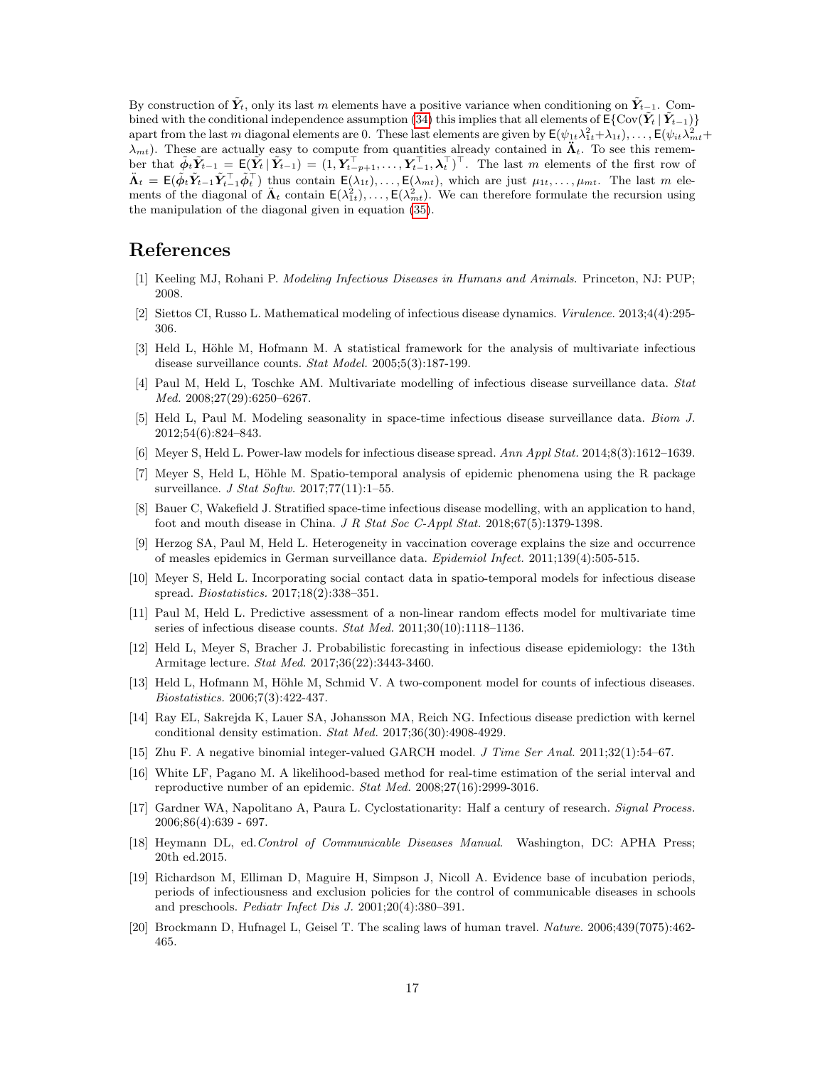By construction of $\tilde{\boldsymbol{Y}}_t$, only its last $m$ elements have a positive variance when conditioning on $\tilde{\boldsymbol{Y}}_{t-1}$. Combined with the conditional independence assumption (34) this implies that all elements of $\mathsf{E}\{\mathrm{Cov}(\tilde{\boldsymbol{Y}}_t \mid \tilde{\boldsymbol{Y}}_{t-1})\}$ apart from the last $m$ diagonal elements are 0. These last elements are given by $\mathsf{E}(\psi_{1t}\lambda_{1t}^2+\lambda_{1t}), \ldots, \mathsf{E}(\psi_{it}\lambda_{mt}^2+\lambda_{mt})$. These are actually easy to compute from quantities already contained in $\ddot{\boldsymbol{\Lambda}}_t$. To see this remember that $\tilde{\boldsymbol{\phi}}_t\tilde{\boldsymbol{Y}}_{t-1} = \mathsf{E}(\tilde{\boldsymbol{Y}}_t \mid \tilde{\boldsymbol{Y}}_{t-1}) = (1, \boldsymbol{Y}_{t-p+1}^\top, \ldots, \boldsymbol{Y}_{t-1}^\top, \boldsymbol{\lambda}_t^\top)^\top$. The last $m$ elements of the first row of $\ddot{\boldsymbol{\Lambda}}_t = \mathsf{E}(\tilde{\boldsymbol{\phi}}_t\tilde{\boldsymbol{Y}}_{t-1}\tilde{\boldsymbol{Y}}_{t-1}^\top\tilde{\boldsymbol{\phi}}_t^\top)$ thus contain $\mathsf{E}(\lambda_{1t}), \ldots, \mathsf{E}(\lambda_{mt})$, which are just $\mu_{1t}, \ldots, \mu_{mt}$. The last $m$ elements of the diagonal of $\ddot{\boldsymbol{\Lambda}}_t$ contain $\mathsf{E}(\lambda_{1t}^2), \ldots, \mathsf{E}(\lambda_{mt}^2)$. We can therefore formulate the recursion using the manipulation of the diagonal given in equation (35).

# References

[1] Keeling MJ, Rohani P. *Modeling Infectious Diseases in Humans and Animals*. Princeton, NJ: PUP; 2008.

[2] Siettos CI, Russo L. Mathematical modeling of infectious disease dynamics. *Virulence*. 2013;4(4):295-306.

[3] Held L, Höhle M, Hofmann M. A statistical framework for the analysis of multivariate infectious disease surveillance counts. *Stat Model.* 2005;5(3):187-199.

[4] Paul M, Held L, Toschke AM. Multivariate modelling of infectious disease surveillance data. *Stat Med.* 2008;27(29):6250–6267.

[5] Held L, Paul M. Modeling seasonality in space-time infectious disease surveillance data. *Biom J.* 2012;54(6):824–843.

[6] Meyer S, Held L. Power-law models for infectious disease spread. *Ann Appl Stat.* 2014;8(3):1612–1639.

[7] Meyer S, Held L, Höhle M. Spatio-temporal analysis of epidemic phenomena using the R package surveillance. *J Stat Softw.* 2017;77(11):1–55.

[8] Bauer C, Wakefield J. Stratified space-time infectious disease modelling, with an application to hand, foot and mouth disease in China. *J R Stat Soc C-Appl Stat.* 2018;67(5):1379-1398.

[9] Herzog SA, Paul M, Held L. Heterogeneity in vaccination coverage explains the size and occurrence of measles epidemics in German surveillance data. *Epidemiol Infect.* 2011;139(4):505-515.

[10] Meyer S, Held L. Incorporating social contact data in spatio-temporal models for infectious disease spread. *Biostatistics.* 2017;18(2):338–351.

[11] Paul M, Held L. Predictive assessment of a non-linear random effects model for multivariate time series of infectious disease counts. *Stat Med.* 2011;30(10):1118–1136.

[12] Held L, Meyer S, Bracher J. Probabilistic forecasting in infectious disease epidemiology: the 13th Armitage lecture. *Stat Med.* 2017;36(22):3443-3460.

[13] Held L, Hofmann M, Höhle M, Schmid V. A two-component model for counts of infectious diseases. *Biostatistics.* 2006;7(3):422-437.

[14] Ray EL, Sakrejda K, Lauer SA, Johansson MA, Reich NG. Infectious disease prediction with kernel conditional density estimation. *Stat Med.* 2017;36(30):4908-4929.

[15] Zhu F. A negative binomial integer-valued GARCH model. *J Time Ser Anal.* 2011;32(1):54–67.

[16] White LF, Pagano M. A likelihood-based method for real-time estimation of the serial interval and reproductive number of an epidemic. *Stat Med.* 2008;27(16):2999-3016.

[17] Gardner WA, Napolitano A, Paura L. Cyclostationarity: Half a century of research. *Signal Process.* 2006;86(4):639 - 697.

[18] Heymann DL, ed. *Control of Communicable Diseases Manual*. Washington, DC: APHA Press; 20th ed.2015.

[19] Richardson M, Elliman D, Maguire H, Simpson J, Nicoll A. Evidence base of incubation periods, periods of infectiousness and exclusion policies for the control of communicable diseases in schools and preschools. *Pediatr Infect Dis J.* 2001;20(4):380–391.

[20] Brockmann D, Hufnagel L, Geisel T. The scaling laws of human travel. *Nature.* 2006;439(7075):462-465.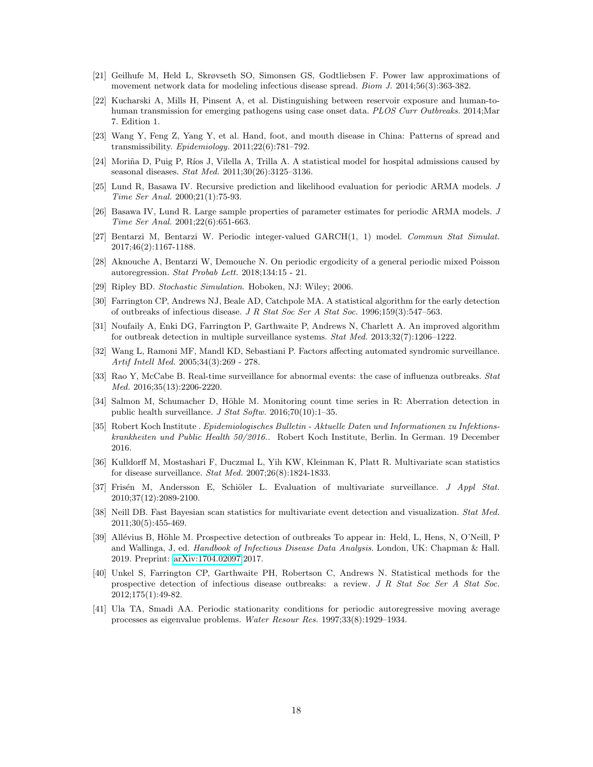[21] Geilhufe M, Held L, Skrøvseth SO, Simonsen GS, Godtliebsen F. Power law approximations of movement network data for modeling infectious disease spread. *Biom J.* 2014;56(3):363-382.

[22] Kucharski A, Mills H, Pinsent A, et al. Distinguishing between reservoir exposure and human-to-human transmission for emerging pathogens using case onset data. *PLOS Curr Outbreaks.* 2014;Mar 7. Edition 1.

[23] Wang Y, Feng Z, Yang Y, et al. Hand, foot, and mouth disease in China: Patterns of spread and transmissibility. *Epidemiology.* 2011;22(6):781–792.

[24] Moriña D, Puig P, Ríos J, Vilella A, Trilla A. A statistical model for hospital admissions caused by seasonal diseases. *Stat Med.* 2011;30(26):3125–3136.

[25] Lund R, Basawa IV. Recursive prediction and likelihood evaluation for periodic ARMA models. *J Time Ser Anal.* 2000;21(1):75-93.

[26] Basawa IV, Lund R. Large sample properties of parameter estimates for periodic ARMA models. *J Time Ser Anal.* 2001;22(6):651-663.

[27] Bentarzi M, Bentarzi W. Periodic integer-valued GARCH(1, 1) model. *Commun Stat Simulat.* 2017;46(2):1167-1188.

[28] Aknouche A, Bentarzi W, Demouche N. On periodic ergodicity of a general periodic mixed Poisson autoregression. *Stat Probab Lett.* 2018;134:15 - 21.

[29] Ripley BD. *Stochastic Simulation.* Hoboken, NJ: Wiley; 2006.

[30] Farrington CP, Andrews NJ, Beale AD, Catchpole MA. A statistical algorithm for the early detection of outbreaks of infectious disease. *J R Stat Soc Ser A Stat Soc.* 1996;159(3):547–563.

[31] Noufaily A, Enki DG, Farrington P, Garthwaite P, Andrews N, Charlett A. An improved algorithm for outbreak detection in multiple surveillance systems. *Stat Med.* 2013;32(7):1206–1222.

[32] Wang L, Ramoni MF, Mandl KD, Sebastiani P. Factors affecting automated syndromic surveillance. *Artif Intell Med.* 2005;34(3):269 - 278.

[33] Rao Y, McCabe B. Real-time surveillance for abnormal events: the case of influenza outbreaks. *Stat Med.* 2016;35(13):2206-2220.

[34] Salmon M, Schumacher D, Höhle M. Monitoring count time series in R: Aberration detection in public health surveillance. *J Stat Softw.* 2016;70(10):1–35.

[35] Robert Koch Institute . *Epidemiologisches Bulletin - Aktuelle Daten und Informationen zu Infektionskrankheiten und Public Health 50/2016.*. Robert Koch Institute, Berlin. In German. 19 December 2016.

[36] Kulldorff M, Mostashari F, Duczmal L, Yih KW, Kleinman K, Platt R. Multivariate scan statistics for disease surveillance. *Stat Med.* 2007;26(8):1824-1833.

[37] Frisén M, Andersson E, Schiöler L. Evaluation of multivariate surveillance. *J Appl Stat.* 2010;37(12):2089-2100.

[38] Neill DB. Fast Bayesian scan statistics for multivariate event detection and visualization. *Stat Med.* 2011;30(5):455-469.

[39] Allévius B, Höhle M. Prospective detection of outbreaks To appear in: Held, L, Hens, N, O'Neill, P and Wallinga, J, ed. *Handbook of Infectious Disease Data Analysis.* London, UK: Chapman & Hall. 2019. Preprint: arXiv:1704.02097 2017.

[40] Unkel S, Farrington CP, Garthwaite PH, Robertson C, Andrews N. Statistical methods for the prospective detection of infectious disease outbreaks: a review. *J R Stat Soc Ser A Stat Soc.* 2012;175(1):49-82.

[41] Ula TA, Smadi AA. Periodic stationarity conditions for periodic autoregressive moving average processes as eigenvalue problems. *Water Resour Res.* 1997;33(8):1929–1934.